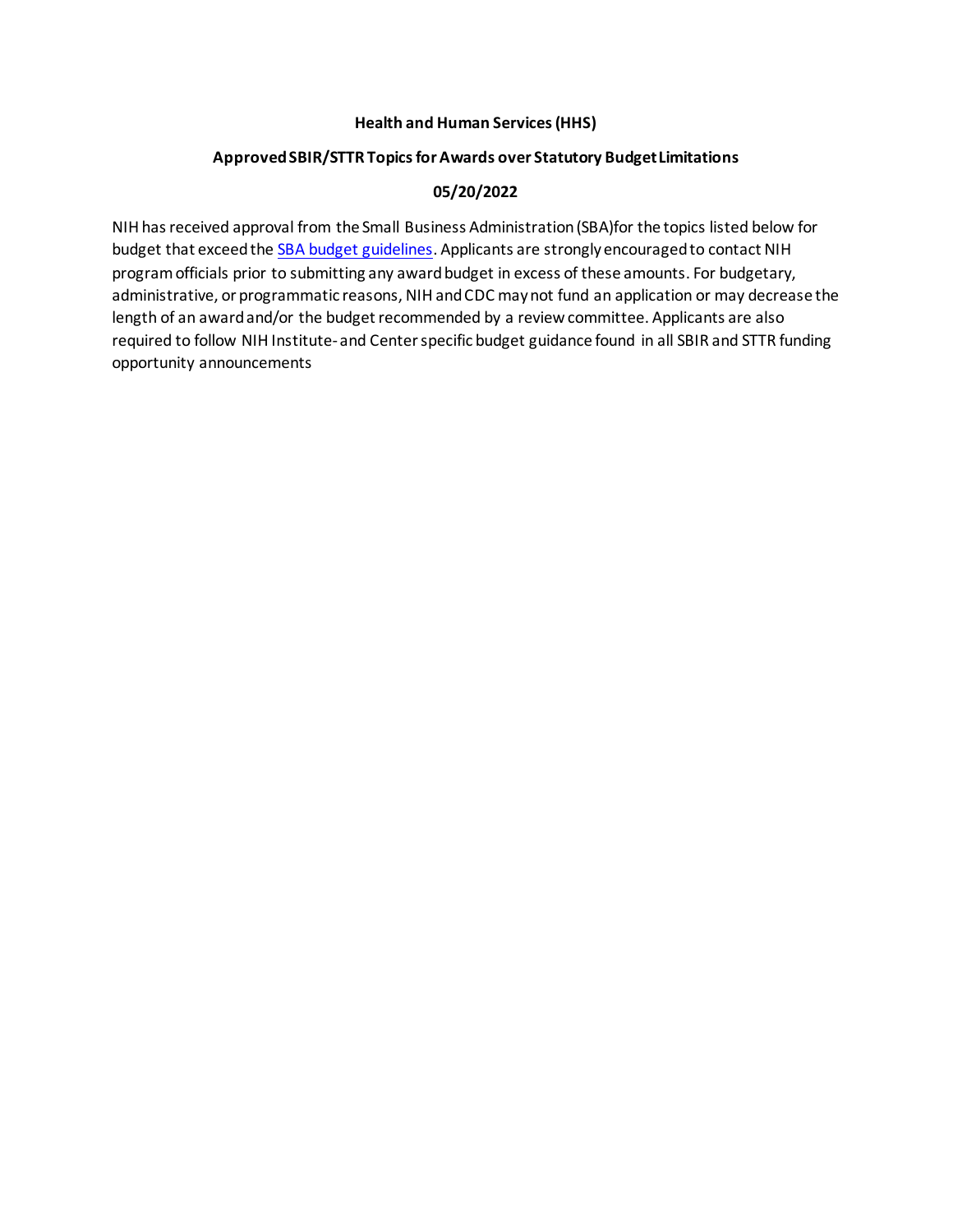**Health and Human Services (HHS)**

**Approved SBIR/STTR Topics for Awards over Statutory Budget Limitations**

**05/20/2022**

NIH has received approval from the Small Business Administration (SBA)for the topics listed below for budget that exceed the SBA budget guidelines. Applicants are strongly encouraged to contact NIH program officials prior to submitting any award budget in excess of these amounts. For budgetary, administrative, or programmatic reasons, NIH and CDC may not fund an application or may decrease the length of an award and/or the budget recommended by a review committee. Applicants are also required to follow NIH Institute- and Center specific budget guidance found in all SBIR and STTR funding opportunity announcements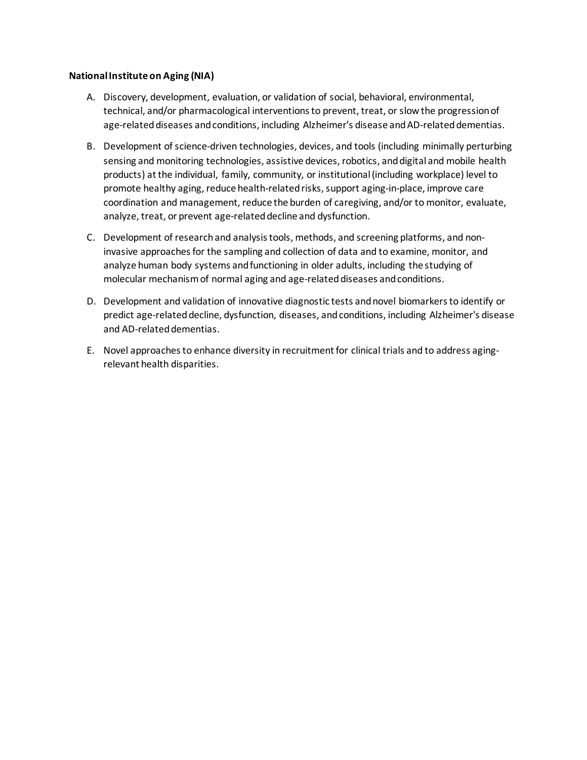**National Institute on Aging (NIA)**

A. Discovery, development, evaluation, or validation of social, behavioral, environmental, technical, and/or pharmacological interventions to prevent, treat, or slow the progression of age-related diseases and conditions, including Alzheimer's disease and AD-related dementias.

B. Development of science-driven technologies, devices, and tools (including minimally perturbing sensing and monitoring technologies, assistive devices, robotics, and digital and mobile health products) at the individual, family, community, or institutional (including workplace) level to promote healthy aging, reduce health-related risks, support aging-in-place, improve care coordination and management, reduce the burden of caregiving, and/or to monitor, evaluate, analyze, treat, or prevent age-related decline and dysfunction.

C. Development of research and analysis tools, methods, and screening platforms, and non-invasive approaches for the sampling and collection of data and to examine, monitor, and analyze human body systems and functioning in older adults, including the studying of molecular mechanism of normal aging and age-related diseases and conditions.

D. Development and validation of innovative diagnostic tests and novel biomarkers to identify or predict age-related decline, dysfunction, diseases, and conditions, including Alzheimer's disease and AD-related dementias.

E. Novel approaches to enhance diversity in recruitment for clinical trials and to address aging-relevant health disparities.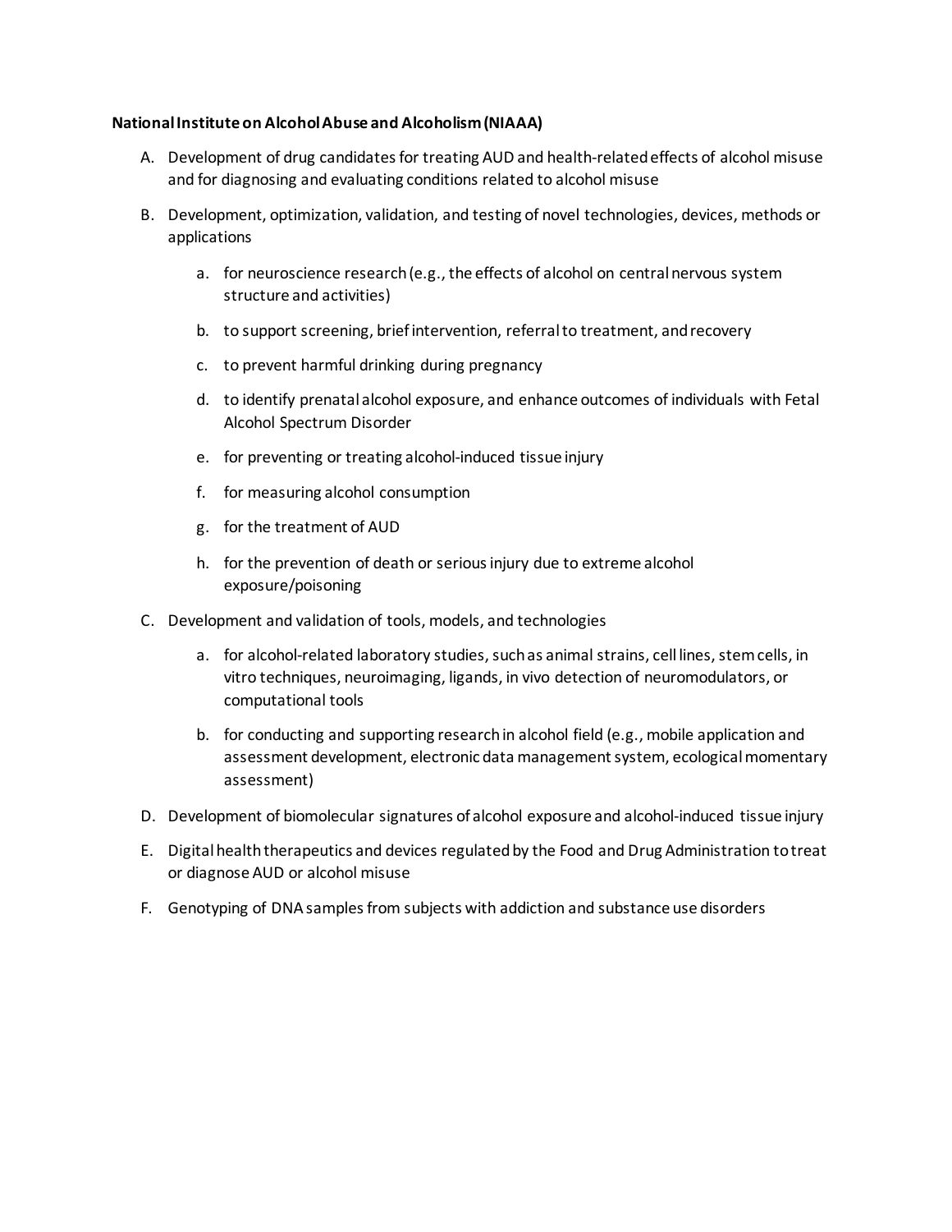**National Institute on Alcohol Abuse and Alcoholism (NIAAA)**

A. Development of drug candidates for treating AUD and health-related effects of alcohol misuse and for diagnosing and evaluating conditions related to alcohol misuse

B. Development, optimization, validation, and testing of novel technologies, devices, methods or applications

   a. for neuroscience research (e.g., the effects of alcohol on central nervous system structure and activities)

   b. to support screening, brief intervention, referral to treatment, and recovery

   c. to prevent harmful drinking during pregnancy

   d. to identify prenatal alcohol exposure, and enhance outcomes of individuals with Fetal Alcohol Spectrum Disorder

   e. for preventing or treating alcohol-induced tissue injury

   f. for measuring alcohol consumption

   g. for the treatment of AUD

   h. for the prevention of death or serious injury due to extreme alcohol exposure/poisoning

C. Development and validation of tools, models, and technologies

   a. for alcohol-related laboratory studies, such as animal strains, cell lines, stem cells, in vitro techniques, neuroimaging, ligands, in vivo detection of neuromodulators, or computational tools

   b. for conducting and supporting research in alcohol field (e.g., mobile application and assessment development, electronic data management system, ecological momentary assessment)

D. Development of biomolecular signatures of alcohol exposure and alcohol-induced tissue injury

E. Digital health therapeutics and devices regulated by the Food and Drug Administration to treat or diagnose AUD or alcohol misuse

F. Genotyping of DNA samples from subjects with addiction and substance use disorders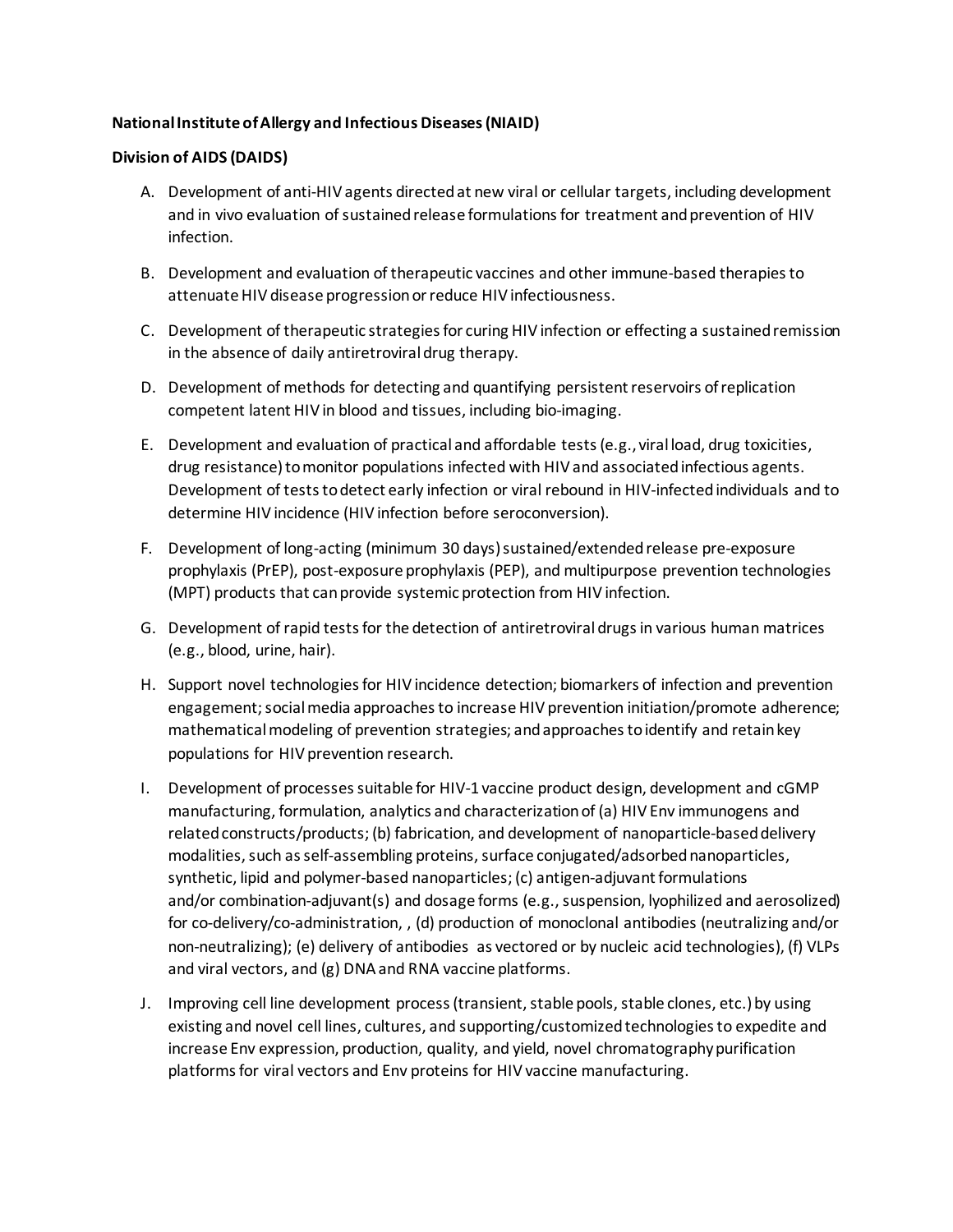**National Institute of Allergy and Infectious Diseases (NIAID)**

**Division of AIDS (DAIDS)**

A. Development of anti-HIV agents directed at new viral or cellular targets, including development and in vivo evaluation of sustained release formulations for treatment and prevention of HIV infection.

B. Development and evaluation of therapeutic vaccines and other immune-based therapies to attenuate HIV disease progression or reduce HIV infectiousness.

C. Development of therapeutic strategies for curing HIV infection or effecting a sustained remission in the absence of daily antiretroviral drug therapy.

D. Development of methods for detecting and quantifying persistent reservoirs of replication competent latent HIV in blood and tissues, including bio-imaging.

E. Development and evaluation of practical and affordable tests (e.g., viral load, drug toxicities, drug resistance) to monitor populations infected with HIV and associated infectious agents. Development of tests to detect early infection or viral rebound in HIV-infected individuals and to determine HIV incidence (HIV infection before seroconversion).

F. Development of long-acting (minimum 30 days) sustained/extended release pre-exposure prophylaxis (PrEP), post-exposure prophylaxis (PEP), and multipurpose prevention technologies (MPT) products that can provide systemic protection from HIV infection.

G. Development of rapid tests for the detection of antiretroviral drugs in various human matrices (e.g., blood, urine, hair).

H. Support novel technologies for HIV incidence detection; biomarkers of infection and prevention engagement; social media approaches to increase HIV prevention initiation/promote adherence; mathematical modeling of prevention strategies; and approaches to identify and retain key populations for HIV prevention research.

I. Development of processes suitable for HIV-1 vaccine product design, development and cGMP manufacturing, formulation, analytics and characterization of (a) HIV Env immunogens and related constructs/products; (b) fabrication, and development of nanoparticle-based delivery modalities, such as self-assembling proteins, surface conjugated/adsorbed nanoparticles, synthetic, lipid and polymer-based nanoparticles; (c) antigen-adjuvant formulations and/or combination-adjuvant(s) and dosage forms (e.g., suspension, lyophilized and aerosolized) for co-delivery/co-administration, , (d) production of monoclonal antibodies (neutralizing and/or non-neutralizing); (e) delivery of antibodies as vectored or by nucleic acid technologies), (f) VLPs and viral vectors, and (g) DNA and RNA vaccine platforms.

J. Improving cell line development process (transient, stable pools, stable clones, etc.) by using existing and novel cell lines, cultures, and supporting/customized technologies to expedite and increase Env expression, production, quality, and yield, novel chromatography purification platforms for viral vectors and Env proteins for HIV vaccine manufacturing.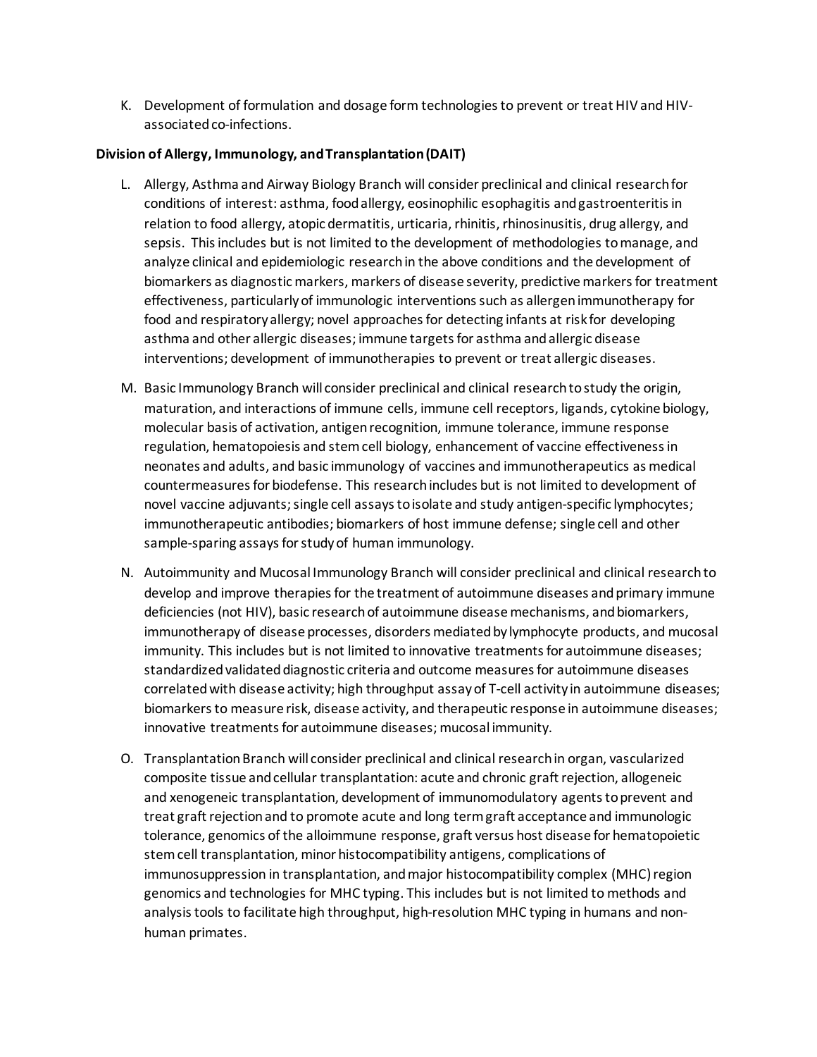K. Development of formulation and dosage form technologies to prevent or treat HIV and HIV-associated co-infections.

**Division of Allergy, Immunology, and Transplantation (DAIT)**

L. Allergy, Asthma and Airway Biology Branch will consider preclinical and clinical research for conditions of interest: asthma, food allergy, eosinophilic esophagitis and gastroenteritis in relation to food allergy, atopic dermatitis, urticaria, rhinitis, rhinosinusitis, drug allergy, and sepsis. This includes but is not limited to the development of methodologies to manage, and analyze clinical and epidemiologic research in the above conditions and the development of biomarkers as diagnostic markers, markers of disease severity, predictive markers for treatment effectiveness, particularly of immunologic interventions such as allergen immunotherapy for food and respiratory allergy; novel approaches for detecting infants at risk for developing asthma and other allergic diseases; immune targets for asthma and allergic disease interventions; development of immunotherapies to prevent or treat allergic diseases.

M. Basic Immunology Branch will consider preclinical and clinical research to study the origin, maturation, and interactions of immune cells, immune cell receptors, ligands, cytokine biology, molecular basis of activation, antigen recognition, immune tolerance, immune response regulation, hematopoiesis and stem cell biology, enhancement of vaccine effectiveness in neonates and adults, and basic immunology of vaccines and immunotherapeutics as medical countermeasures for biodefense. This research includes but is not limited to development of novel vaccine adjuvants; single cell assays to isolate and study antigen-specific lymphocytes; immunotherapeutic antibodies; biomarkers of host immune defense; single cell and other sample-sparing assays for study of human immunology.

N. Autoimmunity and Mucosal Immunology Branch will consider preclinical and clinical research to develop and improve therapies for the treatment of autoimmune diseases and primary immune deficiencies (not HIV), basic research of autoimmune disease mechanisms, and biomarkers, immunotherapy of disease processes, disorders mediated by lymphocyte products, and mucosal immunity. This includes but is not limited to innovative treatments for autoimmune diseases; standardized validated diagnostic criteria and outcome measures for autoimmune diseases correlated with disease activity; high throughput assay of T-cell activity in autoimmune diseases; biomarkers to measure risk, disease activity, and therapeutic response in autoimmune diseases; innovative treatments for autoimmune diseases; mucosal immunity.

O. Transplantation Branch will consider preclinical and clinical research in organ, vascularized composite tissue and cellular transplantation: acute and chronic graft rejection, allogeneic and xenogeneic transplantation, development of immunomodulatory agents to prevent and treat graft rejection and to promote acute and long term graft acceptance and immunologic tolerance, genomics of the alloimmune response, graft versus host disease for hematopoietic stem cell transplantation, minor histocompatibility antigens, complications of immunosuppression in transplantation, and major histocompatibility complex (MHC) region genomics and technologies for MHC typing. This includes but is not limited to methods and analysis tools to facilitate high throughput, high-resolution MHC typing in humans and non-human primates.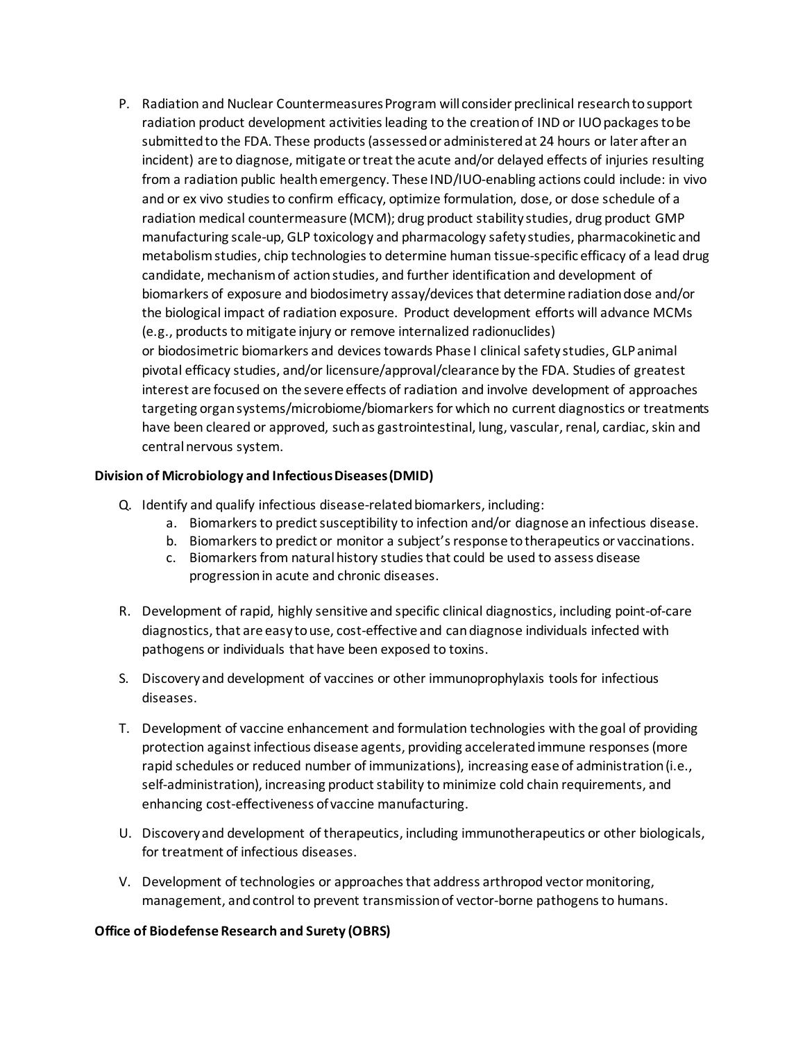P. Radiation and Nuclear Countermeasures Program will consider preclinical research to support radiation product development activities leading to the creation of IND or IUO packages to be submitted to the FDA. These products (assessed or administered at 24 hours or later after an incident) are to diagnose, mitigate or treat the acute and/or delayed effects of injuries resulting from a radiation public health emergency. These IND/IUO-enabling actions could include: in vivo and or ex vivo studies to confirm efficacy, optimize formulation, dose, or dose schedule of a radiation medical countermeasure (MCM); drug product stability studies, drug product GMP manufacturing scale-up, GLP toxicology and pharmacology safety studies, pharmacokinetic and metabolism studies, chip technologies to determine human tissue-specific efficacy of a lead drug candidate, mechanism of action studies, and further identification and development of biomarkers of exposure and biodosimetry assay/devices that determine radiation dose and/or the biological impact of radiation exposure. Product development efforts will advance MCMs (e.g., products to mitigate injury or remove internalized radionuclides) or biodosimetric biomarkers and devices towards Phase I clinical safety studies, GLP animal pivotal efficacy studies, and/or licensure/approval/clearance by the FDA. Studies of greatest interest are focused on the severe effects of radiation and involve development of approaches targeting organ systems/microbiome/biomarkers for which no current diagnostics or treatments have been cleared or approved, such as gastrointestinal, lung, vascular, renal, cardiac, skin and central nervous system.

**Division of Microbiology and Infectious Diseases (DMID)**

Q. Identify and qualify infectious disease-related biomarkers, including:
   a. Biomarkers to predict susceptibility to infection and/or diagnose an infectious disease.
   b. Biomarkers to predict or monitor a subject's response to therapeutics or vaccinations.
   c. Biomarkers from natural history studies that could be used to assess disease progression in acute and chronic diseases.

R. Development of rapid, highly sensitive and specific clinical diagnostics, including point-of-care diagnostics, that are easy to use, cost-effective and can diagnose individuals infected with pathogens or individuals that have been exposed to toxins.

S. Discovery and development of vaccines or other immunoprophylaxis tools for infectious diseases.

T. Development of vaccine enhancement and formulation technologies with the goal of providing protection against infectious disease agents, providing accelerated immune responses (more rapid schedules or reduced number of immunizations), increasing ease of administration (i.e., self-administration), increasing product stability to minimize cold chain requirements, and enhancing cost-effectiveness of vaccine manufacturing.

U. Discovery and development of therapeutics, including immunotherapeutics or other biologicals, for treatment of infectious diseases.

V. Development of technologies or approaches that address arthropod vector monitoring, management, and control to prevent transmission of vector-borne pathogens to humans.

**Office of Biodefense Research and Surety (OBRS)**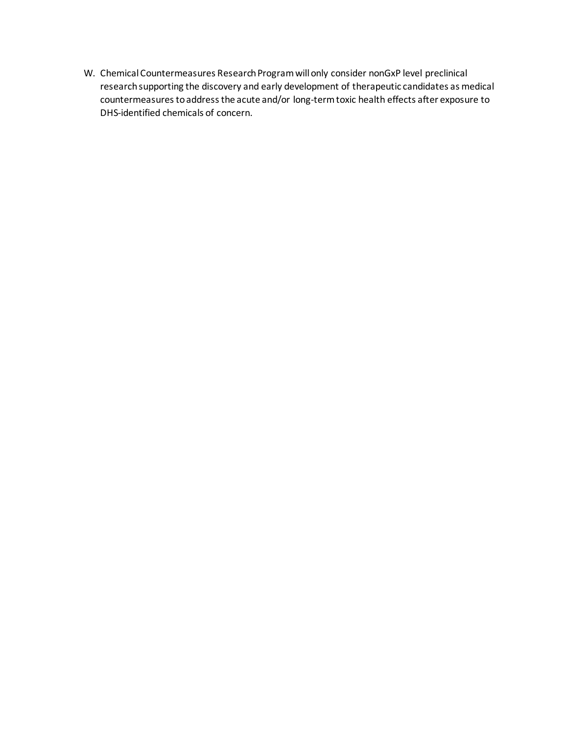W. Chemical Countermeasures Research Program will only consider nonGxP level preclinical research supporting the discovery and early development of therapeutic candidates as medical countermeasures to address the acute and/or long-term toxic health effects after exposure to DHS-identified chemicals of concern.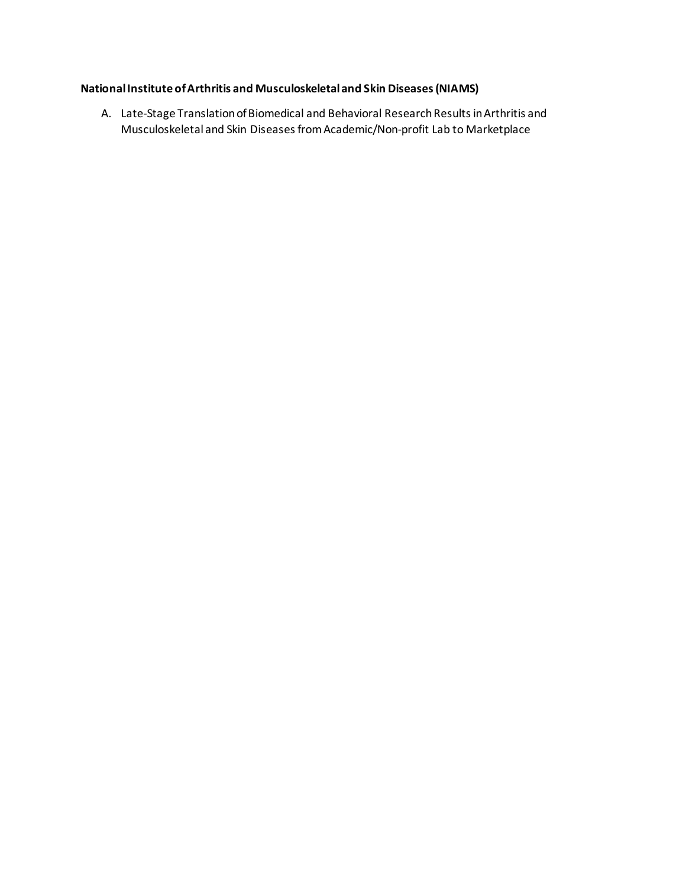**National Institute of Arthritis and Musculoskeletal and Skin Diseases (NIAMS)**

A. Late-Stage Translation of Biomedical and Behavioral Research Results in Arthritis and Musculoskeletal and Skin Diseases from Academic/Non-profit Lab to Marketplace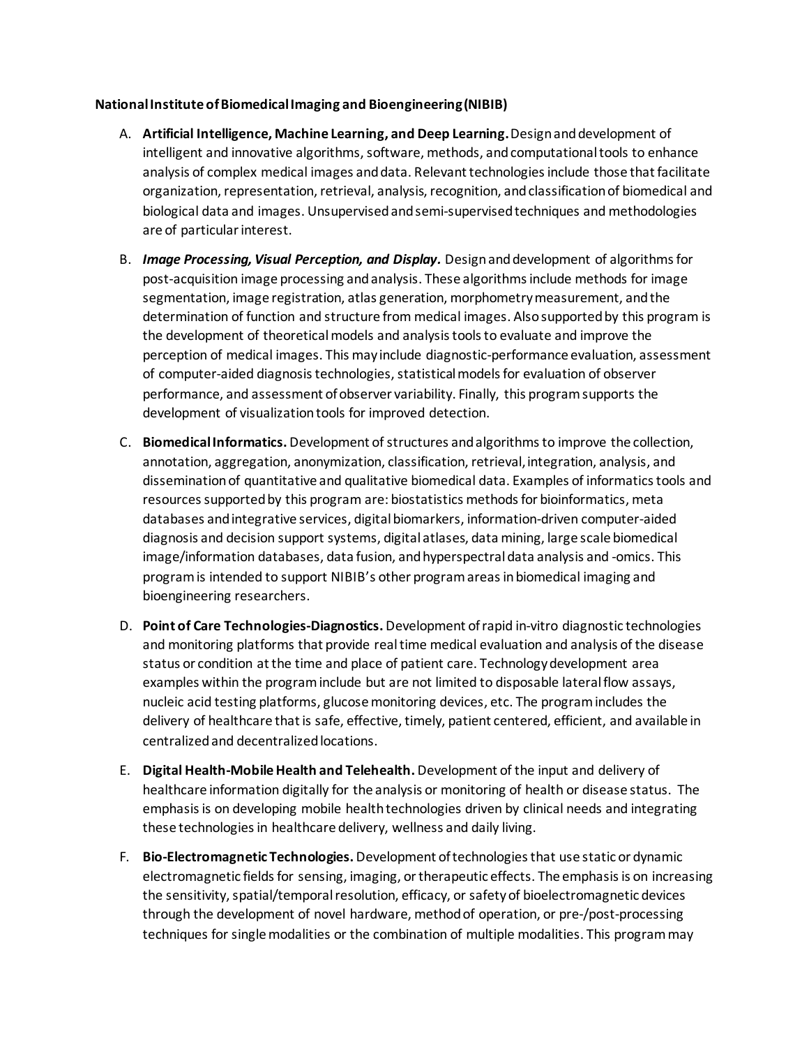**National Institute of Biomedical Imaging and Bioengineering (NIBIB)**

A. **Artificial Intelligence, Machine Learning, and Deep Learning.** Design and development of intelligent and innovative algorithms, software, methods, and computational tools to enhance analysis of complex medical images and data. Relevant technologies include those that facilitate organization, representation, retrieval, analysis, recognition, and classification of biomedical and biological data and images. Unsupervised and semi-supervised techniques and methodologies are of particular interest.

B. ***Image Processing, Visual Perception, and Display.*** Design and development of algorithms for post-acquisition image processing and analysis. These algorithms include methods for image segmentation, image registration, atlas generation, morphometry measurement, and the determination of function and structure from medical images. Also supported by this program is the development of theoretical models and analysis tools to evaluate and improve the perception of medical images. This may include diagnostic-performance evaluation, assessment of computer-aided diagnosis technologies, statistical models for evaluation of observer performance, and assessment of observer variability. Finally, this program supports the development of visualization tools for improved detection.

C. **Biomedical Informatics.** Development of structures and algorithms to improve the collection, annotation, aggregation, anonymization, classification, retrieval, integration, analysis, and dissemination of quantitative and qualitative biomedical data. Examples of informatics tools and resources supported by this program are: biostatistics methods for bioinformatics, meta databases and integrative services, digital biomarkers, information-driven computer-aided diagnosis and decision support systems, digital atlases, data mining, large scale biomedical image/information databases, data fusion, and hyperspectral data analysis and -omics. This program is intended to support NIBIB's other program areas in biomedical imaging and bioengineering researchers.

D. **Point of Care Technologies-Diagnostics.** Development of rapid in-vitro diagnostic technologies and monitoring platforms that provide real time medical evaluation and analysis of the disease status or condition at the time and place of patient care. Technology development area examples within the program include but are not limited to disposable lateral flow assays, nucleic acid testing platforms, glucose monitoring devices, etc. The program includes the delivery of healthcare that is safe, effective, timely, patient centered, efficient, and available in centralized and decentralized locations.

E. **Digital Health-Mobile Health and Telehealth.** Development of the input and delivery of healthcare information digitally for the analysis or monitoring of health or disease status. The emphasis is on developing mobile health technologies driven by clinical needs and integrating these technologies in healthcare delivery, wellness and daily living.

F. **Bio-Electromagnetic Technologies.** Development of technologies that use static or dynamic electromagnetic fields for sensing, imaging, or therapeutic effects. The emphasis is on increasing the sensitivity, spatial/temporal resolution, efficacy, or safety of bioelectromagnetic devices through the development of novel hardware, method of operation, or pre-/post-processing techniques for single modalities or the combination of multiple modalities. This program may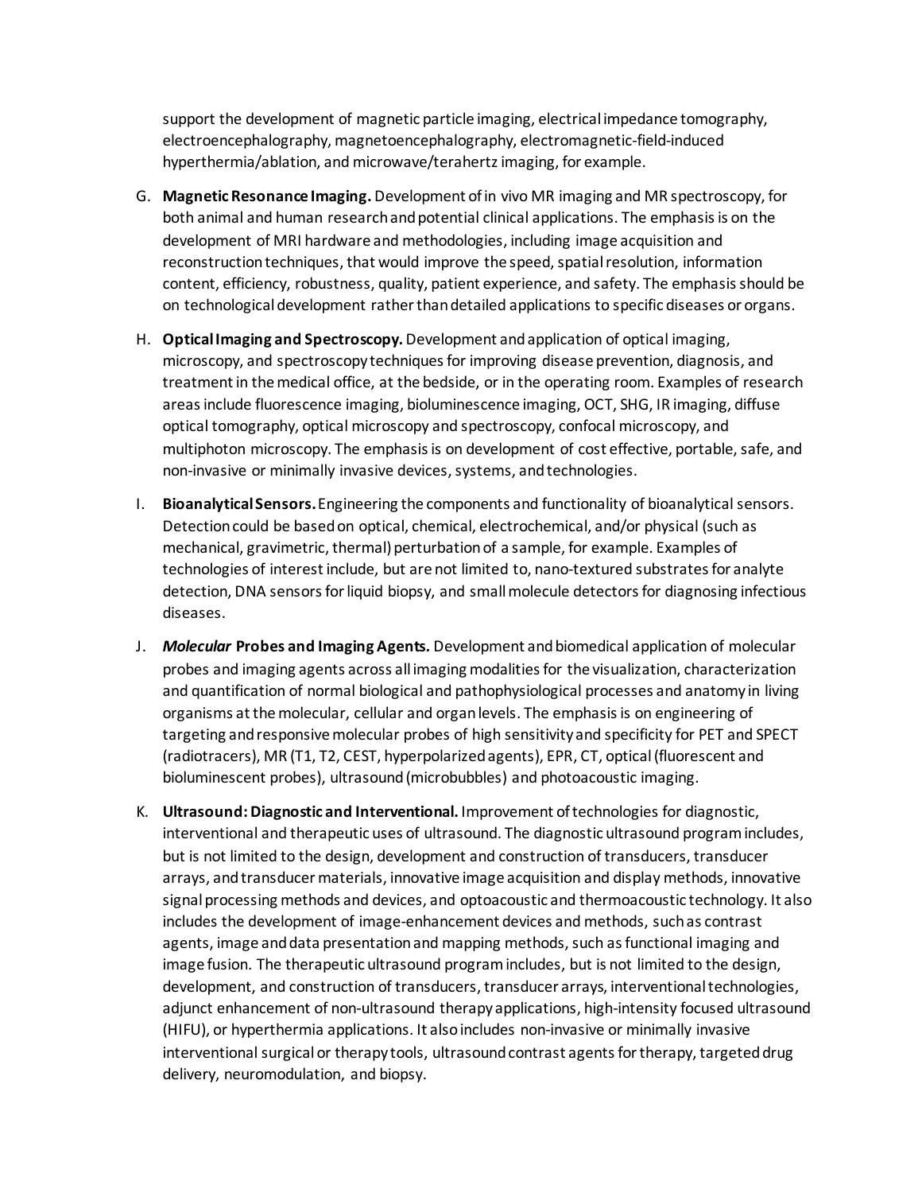support the development of magnetic particle imaging, electrical impedance tomography, electroencephalography, magnetoencephalography, electromagnetic-field-induced hyperthermia/ablation, and microwave/terahertz imaging, for example.

G. **Magnetic Resonance Imaging.** Development of in vivo MR imaging and MR spectroscopy, for both animal and human research and potential clinical applications. The emphasis is on the development of MRI hardware and methodologies, including image acquisition and reconstruction techniques, that would improve the speed, spatial resolution, information content, efficiency, robustness, quality, patient experience, and safety. The emphasis should be on technological development rather than detailed applications to specific diseases or organs.

H. **Optical Imaging and Spectroscopy.** Development and application of optical imaging, microscopy, and spectroscopy techniques for improving disease prevention, diagnosis, and treatment in the medical office, at the bedside, or in the operating room. Examples of research areas include fluorescence imaging, bioluminescence imaging, OCT, SHG, IR imaging, diffuse optical tomography, optical microscopy and spectroscopy, confocal microscopy, and multiphoton microscopy. The emphasis is on development of cost effective, portable, safe, and non-invasive or minimally invasive devices, systems, and technologies.

I. **Bioanalytical Sensors.** Engineering the components and functionality of bioanalytical sensors. Detection could be based on optical, chemical, electrochemical, and/or physical (such as mechanical, gravimetric, thermal) perturbation of a sample, for example. Examples of technologies of interest include, but are not limited to, nano-textured substrates for analyte detection, DNA sensors for liquid biopsy, and small molecule detectors for diagnosing infectious diseases.

J. ***Molecular*** **Probes and Imaging Agents.** Development and biomedical application of molecular probes and imaging agents across all imaging modalities for the visualization, characterization and quantification of normal biological and pathophysiological processes and anatomy in living organisms at the molecular, cellular and organ levels. The emphasis is on engineering of targeting and responsive molecular probes of high sensitivity and specificity for PET and SPECT (radiotracers), MR (T1, T2, CEST, hyperpolarized agents), EPR, CT, optical (fluorescent and bioluminescent probes), ultrasound (microbubbles) and photoacoustic imaging.

K. **Ultrasound: Diagnostic and Interventional.** Improvement of technologies for diagnostic, interventional and therapeutic uses of ultrasound. The diagnostic ultrasound program includes, but is not limited to the design, development and construction of transducers, transducer arrays, and transducer materials, innovative image acquisition and display methods, innovative signal processing methods and devices, and optoacoustic and thermoacoustic technology. It also includes the development of image-enhancement devices and methods, such as contrast agents, image and data presentation and mapping methods, such as functional imaging and image fusion. The therapeutic ultrasound program includes, but is not limited to the design, development, and construction of transducers, transducer arrays, interventional technologies, adjunct enhancement of non-ultrasound therapy applications, high-intensity focused ultrasound (HIFU), or hyperthermia applications. It also includes non-invasive or minimally invasive interventional surgical or therapy tools, ultrasound contrast agents for therapy, targeted drug delivery, neuromodulation, and biopsy.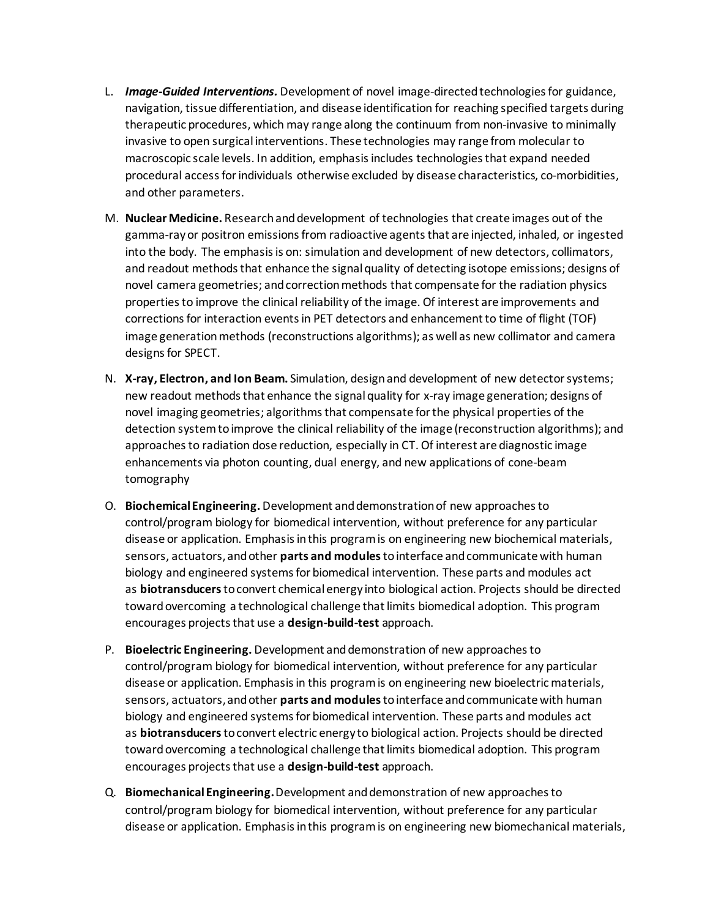L. ***Image-Guided Interventions.*** Development of novel image-directed technologies for guidance, navigation, tissue differentiation, and disease identification for reaching specified targets during therapeutic procedures, which may range along the continuum from non-invasive to minimally invasive to open surgical interventions. These technologies may range from molecular to macroscopic scale levels. In addition, emphasis includes technologies that expand needed procedural access for individuals otherwise excluded by disease characteristics, co-morbidities, and other parameters.

M. **Nuclear Medicine.** Research and development of technologies that create images out of the gamma-ray or positron emissions from radioactive agents that are injected, inhaled, or ingested into the body. The emphasis is on: simulation and development of new detectors, collimators, and readout methods that enhance the signal quality of detecting isotope emissions; designs of novel camera geometries; and correction methods that compensate for the radiation physics properties to improve the clinical reliability of the image. Of interest are improvements and corrections for interaction events in PET detectors and enhancement to time of flight (TOF) image generation methods (reconstructions algorithms); as well as new collimator and camera designs for SPECT.

N. **X-ray, Electron, and Ion Beam.** Simulation, design and development of new detector systems; new readout methods that enhance the signal quality for x-ray image generation; designs of novel imaging geometries; algorithms that compensate for the physical properties of the detection system to improve the clinical reliability of the image (reconstruction algorithms); and approaches to radiation dose reduction, especially in CT. Of interest are diagnostic image enhancements via photon counting, dual energy, and new applications of cone-beam tomography

O. **Biochemical Engineering.** Development and demonstration of new approaches to control/program biology for biomedical intervention, without preference for any particular disease or application. Emphasis in this program is on engineering new biochemical materials, sensors, actuators, and other **parts and modules** to interface and communicate with human biology and engineered systems for biomedical intervention. These parts and modules act as **biotransducers** to convert chemical energy into biological action. Projects should be directed toward overcoming a technological challenge that limits biomedical adoption. This program encourages projects that use a **design-build-test** approach.

P. **Bioelectric Engineering.** Development and demonstration of new approaches to control/program biology for biomedical intervention, without preference for any particular disease or application. Emphasis in this program is on engineering new bioelectric materials, sensors, actuators, and other **parts and modules** to interface and communicate with human biology and engineered systems for biomedical intervention. These parts and modules act as **biotransducers** to convert electric energy to biological action. Projects should be directed toward overcoming a technological challenge that limits biomedical adoption. This program encourages projects that use a **design-build-test** approach.

Q. **Biomechanical Engineering.** Development and demonstration of new approaches to control/program biology for biomedical intervention, without preference for any particular disease or application. Emphasis in this program is on engineering new biomechanical materials,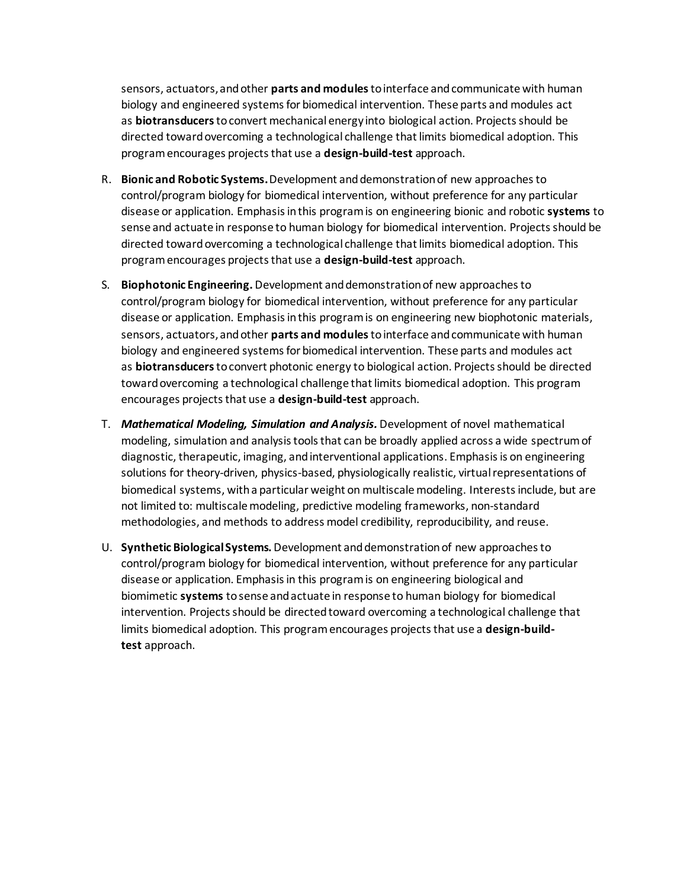sensors, actuators, and other **parts and modules** to interface and communicate with human biology and engineered systems for biomedical intervention. These parts and modules act as **biotransducers** to convert mechanical energy into biological action. Projects should be directed toward overcoming a technological challenge that limits biomedical adoption. This program encourages projects that use a **design-build-test** approach.

R. **Bionic and Robotic Systems.** Development and demonstration of new approaches to control/program biology for biomedical intervention, without preference for any particular disease or application. Emphasis in this program is on engineering bionic and robotic **systems** to sense and actuate in response to human biology for biomedical intervention. Projects should be directed toward overcoming a technological challenge that limits biomedical adoption. This program encourages projects that use a **design-build-test** approach.

S. **Biophotonic Engineering.** Development and demonstration of new approaches to control/program biology for biomedical intervention, without preference for any particular disease or application. Emphasis in this program is on engineering new biophotonic materials, sensors, actuators, and other **parts and modules** to interface and communicate with human biology and engineered systems for biomedical intervention. These parts and modules act as **biotransducers** to convert photonic energy to biological action. Projects should be directed toward overcoming a technological challenge that limits biomedical adoption. This program encourages projects that use a **design-build-test** approach.

T. ***Mathematical Modeling, Simulation and Analysis.*** Development of novel mathematical modeling, simulation and analysis tools that can be broadly applied across a wide spectrum of diagnostic, therapeutic, imaging, and interventional applications. Emphasis is on engineering solutions for theory-driven, physics-based, physiologically realistic, virtual representations of biomedical systems, with a particular weight on multiscale modeling. Interests include, but are not limited to: multiscale modeling, predictive modeling frameworks, non-standard methodologies, and methods to address model credibility, reproducibility, and reuse.

U. **Synthetic Biological Systems.** Development and demonstration of new approaches to control/program biology for biomedical intervention, without preference for any particular disease or application. Emphasis in this program is on engineering biological and biomimetic **systems** to sense and actuate in response to human biology for biomedical intervention. Projects should be directed toward overcoming a technological challenge that limits biomedical adoption. This program encourages projects that use a **design-build-test** approach.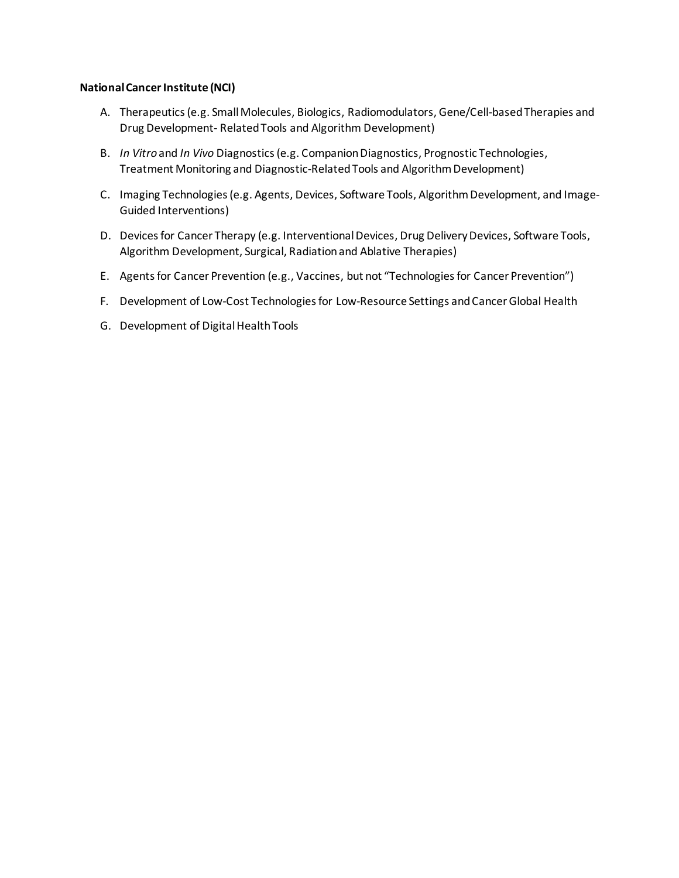**National Cancer Institute (NCI)**

A. Therapeutics (e.g. Small Molecules, Biologics, Radiomodulators, Gene/Cell-based Therapies and Drug Development- Related Tools and Algorithm Development)

B. *In Vitro* and *In Vivo* Diagnostics (e.g. Companion Diagnostics, Prognostic Technologies, Treatment Monitoring and Diagnostic-Related Tools and Algorithm Development)

C. Imaging Technologies (e.g. Agents, Devices, Software Tools, Algorithm Development, and Image-Guided Interventions)

D. Devices for Cancer Therapy (e.g. Interventional Devices, Drug Delivery Devices, Software Tools, Algorithm Development, Surgical, Radiation and Ablative Therapies)

E. Agents for Cancer Prevention (e.g., Vaccines, but not "Technologies for Cancer Prevention")

F. Development of Low-Cost Technologies for Low-Resource Settings and Cancer Global Health

G. Development of Digital Health Tools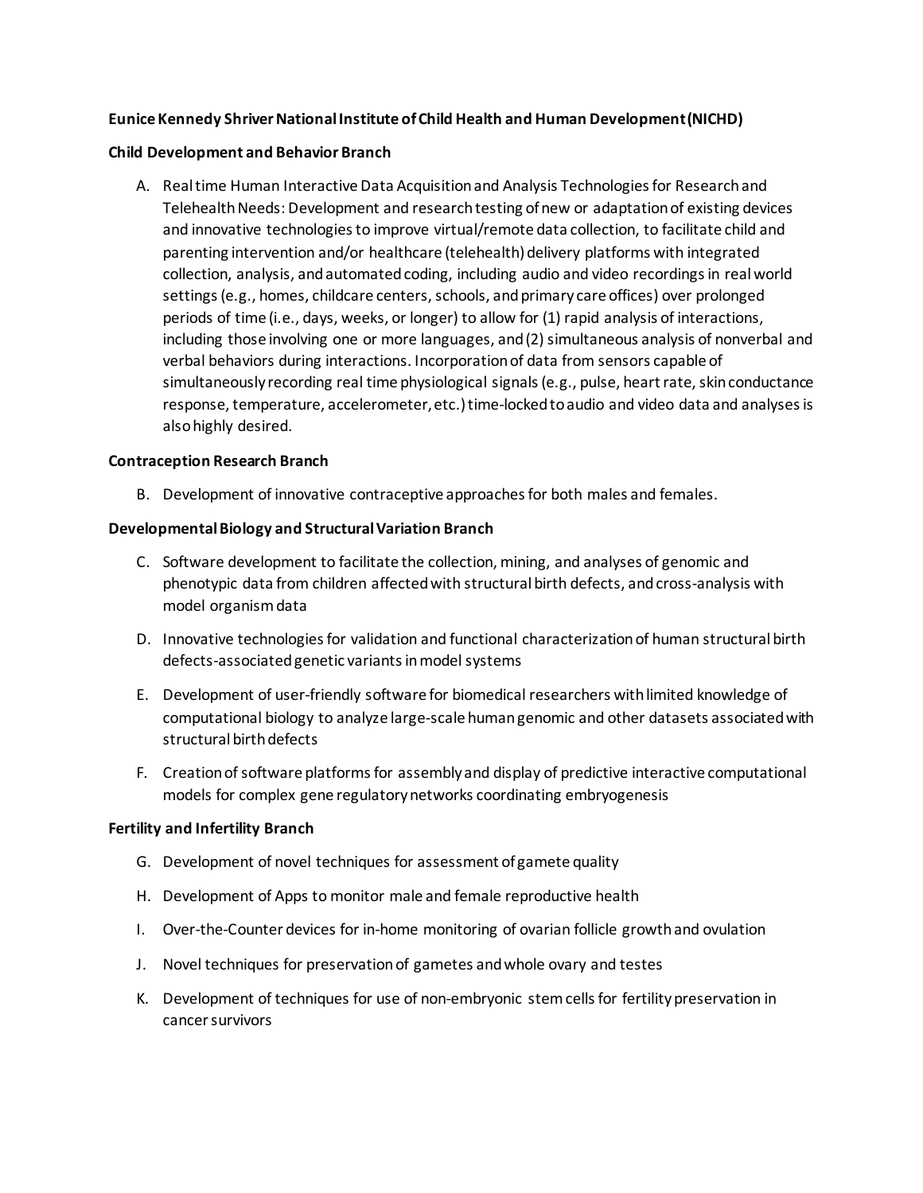**Eunice Kennedy Shriver National Institute of Child Health and Human Development (NICHD)**

**Child Development and Behavior Branch**

A. Real time Human Interactive Data Acquisition and Analysis Technologies for Research and Telehealth Needs: Development and research testing of new or adaptation of existing devices and innovative technologies to improve virtual/remote data collection, to facilitate child and parenting intervention and/or healthcare (telehealth) delivery platforms with integrated collection, analysis, and automated coding, including audio and video recordings in real world settings (e.g., homes, childcare centers, schools, and primary care offices) over prolonged periods of time (i.e., days, weeks, or longer) to allow for (1) rapid analysis of interactions, including those involving one or more languages, and (2) simultaneous analysis of nonverbal and verbal behaviors during interactions. Incorporation of data from sensors capable of simultaneously recording real time physiological signals (e.g., pulse, heart rate, skin conductance response, temperature, accelerometer, etc.) time-locked to audio and video data and analyses is also highly desired.

**Contraception Research Branch**

B. Development of innovative contraceptive approaches for both males and females.

**Developmental Biology and Structural Variation Branch**

C. Software development to facilitate the collection, mining, and analyses of genomic and phenotypic data from children affected with structural birth defects, and cross-analysis with model organism data

D. Innovative technologies for validation and functional characterization of human structural birth defects-associated genetic variants in model systems

E. Development of user-friendly software for biomedical researchers with limited knowledge of computational biology to analyze large-scale human genomic and other datasets associated with structural birth defects

F. Creation of software platforms for assembly and display of predictive interactive computational models for complex gene regulatory networks coordinating embryogenesis

**Fertility and Infertility Branch**

G. Development of novel techniques for assessment of gamete quality

H. Development of Apps to monitor male and female reproductive health

I. Over-the-Counter devices for in-home monitoring of ovarian follicle growth and ovulation

J. Novel techniques for preservation of gametes and whole ovary and testes

K. Development of techniques for use of non-embryonic stem cells for fertility preservation in cancer survivors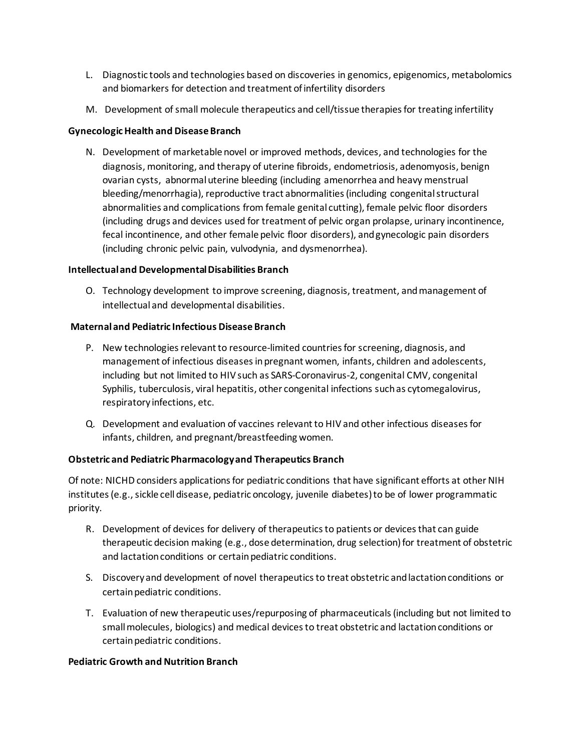L. Diagnostic tools and technologies based on discoveries in genomics, epigenomics, metabolomics and biomarkers for detection and treatment of infertility disorders

M. Development of small molecule therapeutics and cell/tissue therapies for treating infertility

**Gynecologic Health and Disease Branch**

N. Development of marketable novel or improved methods, devices, and technologies for the diagnosis, monitoring, and therapy of uterine fibroids, endometriosis, adenomyosis, benign ovarian cysts, abnormal uterine bleeding (including amenorrhea and heavy menstrual bleeding/menorrhagia), reproductive tract abnormalities (including congenital structural abnormalities and complications from female genital cutting), female pelvic floor disorders (including drugs and devices used for treatment of pelvic organ prolapse, urinary incontinence, fecal incontinence, and other female pelvic floor disorders), and gynecologic pain disorders (including chronic pelvic pain, vulvodynia, and dysmenorrhea).

**Intellectual and Developmental Disabilities Branch**

O. Technology development to improve screening, diagnosis, treatment, and management of intellectual and developmental disabilities.

**Maternal and Pediatric Infectious Disease Branch**

P. New technologies relevant to resource-limited countries for screening, diagnosis, and management of infectious diseases in pregnant women, infants, children and adolescents, including but not limited to HIV such as SARS-Coronavirus-2, congenital CMV, congenital Syphilis, tuberculosis, viral hepatitis, other congenital infections such as cytomegalovirus, respiratory infections, etc.

Q. Development and evaluation of vaccines relevant to HIV and other infectious diseases for infants, children, and pregnant/breastfeeding women.

**Obstetric and Pediatric Pharmacology and Therapeutics Branch**

Of note: NICHD considers applications for pediatric conditions that have significant efforts at other NIH institutes (e.g., sickle cell disease, pediatric oncology, juvenile diabetes) to be of lower programmatic priority.

R. Development of devices for delivery of therapeutics to patients or devices that can guide therapeutic decision making (e.g., dose determination, drug selection) for treatment of obstetric and lactation conditions or certain pediatric conditions.

S. Discovery and development of novel therapeutics to treat obstetric and lactation conditions or certain pediatric conditions.

T. Evaluation of new therapeutic uses/repurposing of pharmaceuticals (including but not limited to small molecules, biologics) and medical devices to treat obstetric and lactation conditions or certain pediatric conditions.

**Pediatric Growth and Nutrition Branch**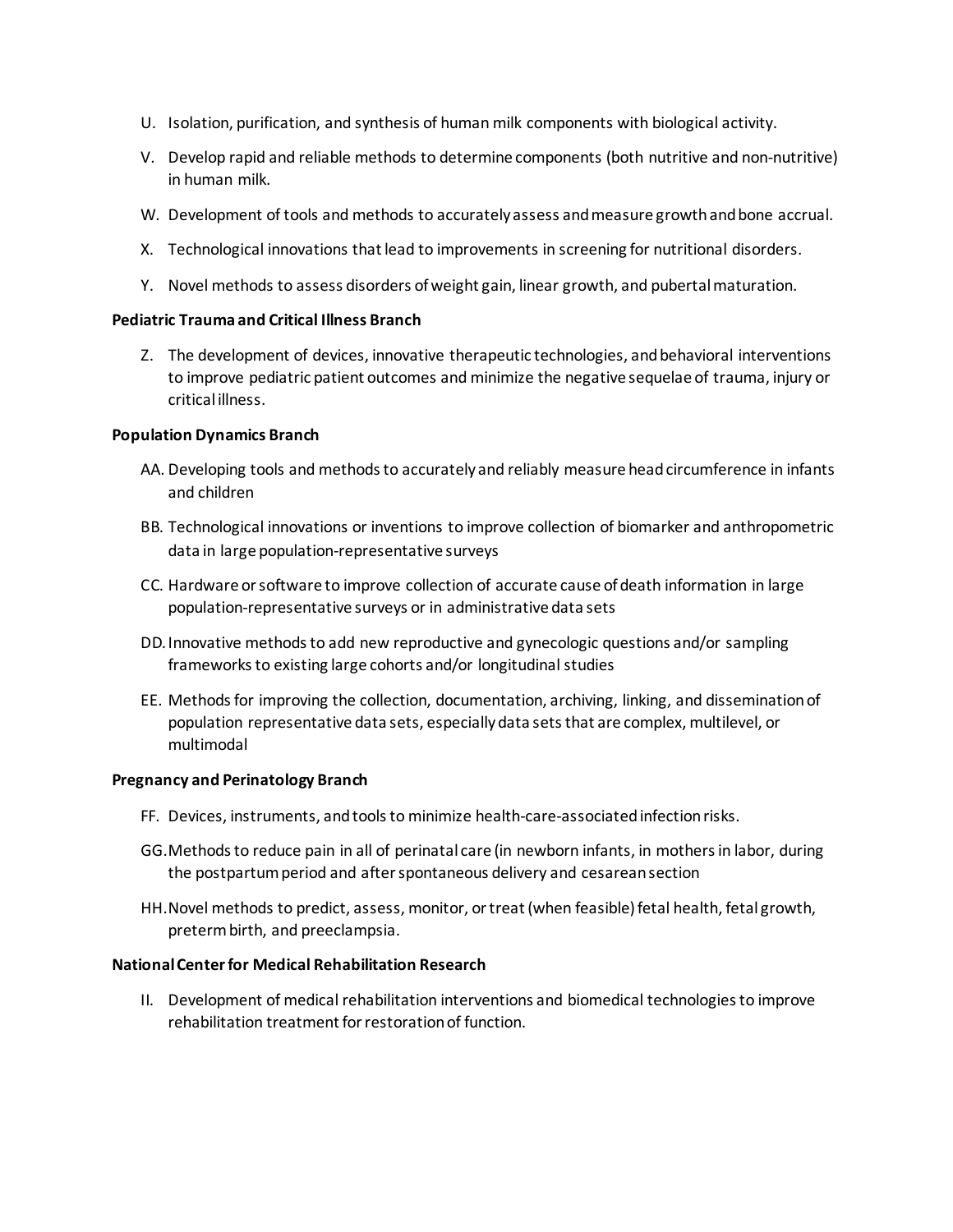U. Isolation, purification, and synthesis of human milk components with biological activity.

V. Develop rapid and reliable methods to determine components (both nutritive and non-nutritive) in human milk.

W. Development of tools and methods to accurately assess and measure growth and bone accrual.

X. Technological innovations that lead to improvements in screening for nutritional disorders.

Y. Novel methods to assess disorders of weight gain, linear growth, and pubertal maturation.

**Pediatric Trauma and Critical Illness Branch**

Z. The development of devices, innovative therapeutic technologies, and behavioral interventions to improve pediatric patient outcomes and minimize the negative sequelae of trauma, injury or critical illness.

**Population Dynamics Branch**

AA. Developing tools and methods to accurately and reliably measure head circumference in infants and children

BB. Technological innovations or inventions to improve collection of biomarker and anthropometric data in large population-representative surveys

CC. Hardware or software to improve collection of accurate cause of death information in large population-representative surveys or in administrative data sets

DD. Innovative methods to add new reproductive and gynecologic questions and/or sampling frameworks to existing large cohorts and/or longitudinal studies

EE. Methods for improving the collection, documentation, archiving, linking, and dissemination of population representative data sets, especially data sets that are complex, multilevel, or multimodal

**Pregnancy and Perinatology Branch**

FF. Devices, instruments, and tools to minimize health-care-associated infection risks.

GG. Methods to reduce pain in all of perinatal care (in newborn infants, in mothers in labor, during the postpartum period and after spontaneous delivery and cesarean section

HH. Novel methods to predict, assess, monitor, or treat (when feasible) fetal health, fetal growth, preterm birth, and preeclampsia.

**National Center for Medical Rehabilitation Research**

II. Development of medical rehabilitation interventions and biomedical technologies to improve rehabilitation treatment for restoration of function.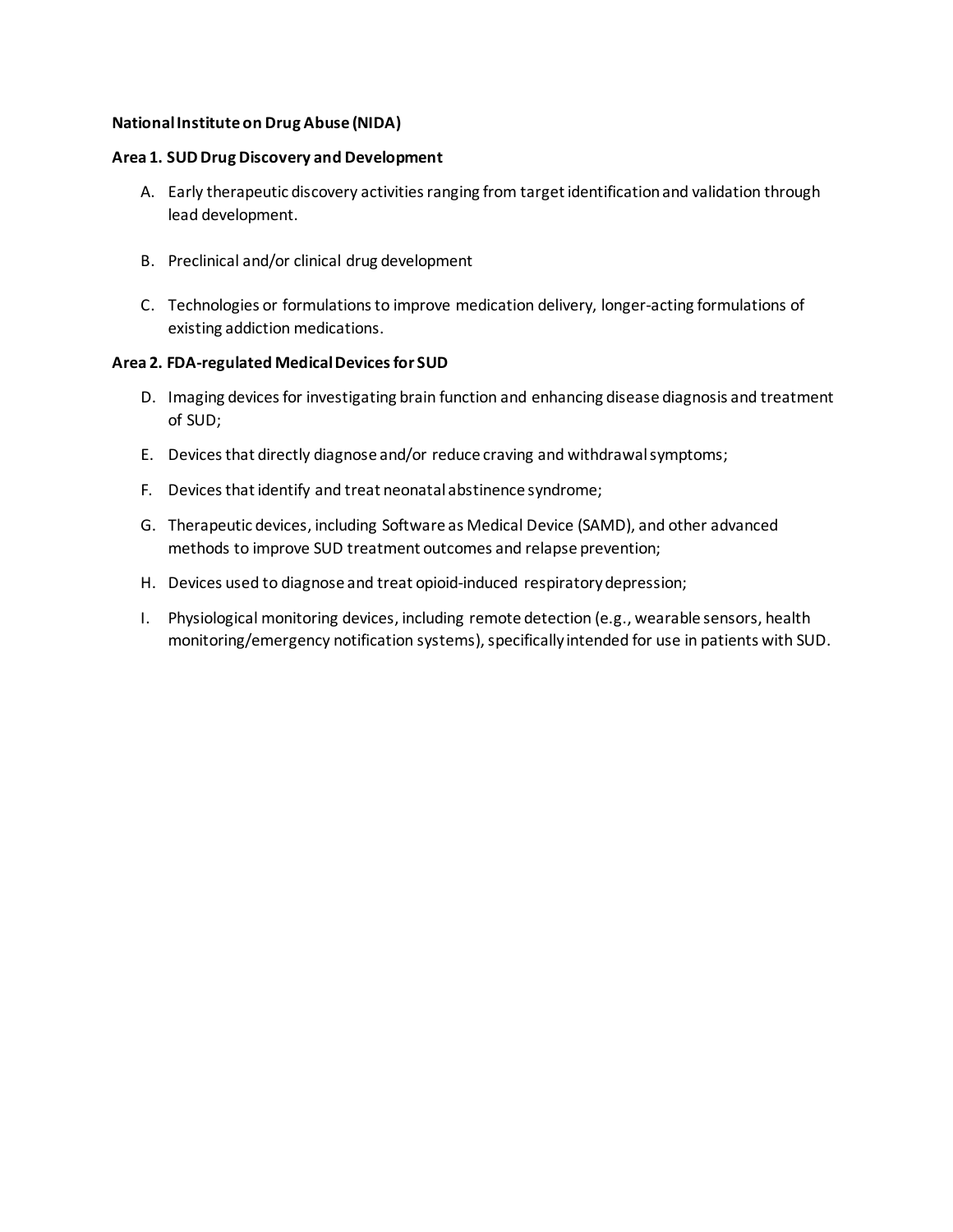**National Institute on Drug Abuse (NIDA)**

**Area 1. SUD Drug Discovery and Development**

A. Early therapeutic discovery activities ranging from target identification and validation through lead development.

B. Preclinical and/or clinical drug development

C. Technologies or formulations to improve medication delivery, longer-acting formulations of existing addiction medications.

**Area 2. FDA-regulated Medical Devices for SUD**

D. Imaging devices for investigating brain function and enhancing disease diagnosis and treatment of SUD;

E. Devices that directly diagnose and/or reduce craving and withdrawal symptoms;

F. Devices that identify and treat neonatal abstinence syndrome;

G. Therapeutic devices, including Software as Medical Device (SAMD), and other advanced methods to improve SUD treatment outcomes and relapse prevention;

H. Devices used to diagnose and treat opioid-induced respiratory depression;

I. Physiological monitoring devices, including remote detection (e.g., wearable sensors, health monitoring/emergency notification systems), specifically intended for use in patients with SUD.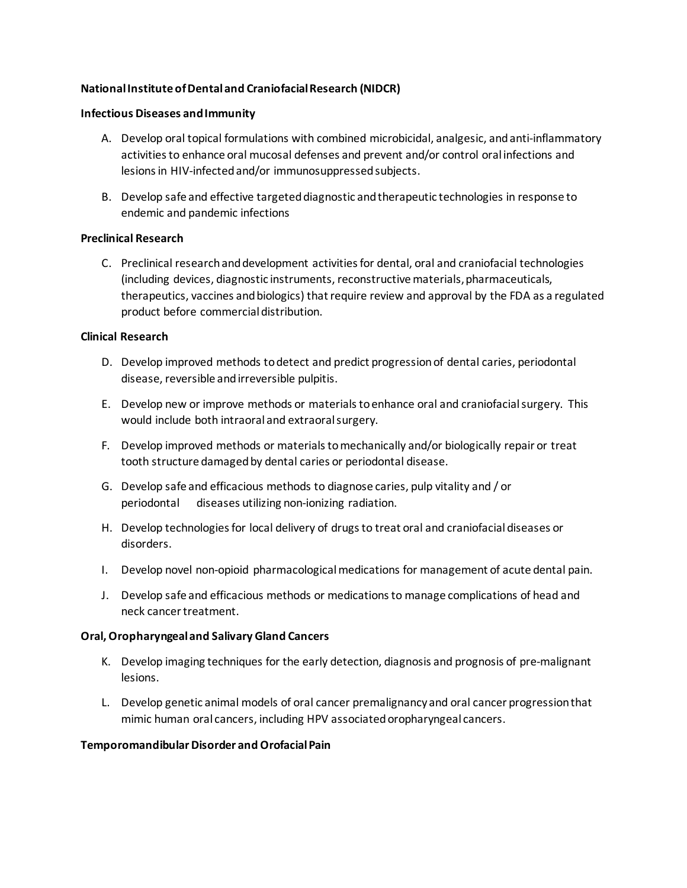**National Institute of Dental and Craniofacial Research (NIDCR)**

**Infectious Diseases and Immunity**

A. Develop oral topical formulations with combined microbicidal, analgesic, and anti-inflammatory activities to enhance oral mucosal defenses and prevent and/or control oral infections and lesions in HIV-infected and/or immunosuppressed subjects.

B. Develop safe and effective targeted diagnostic and therapeutic technologies in response to endemic and pandemic infections

**Preclinical Research**

C. Preclinical research and development activities for dental, oral and craniofacial technologies (including devices, diagnostic instruments, reconstructive materials, pharmaceuticals, therapeutics, vaccines and biologics) that require review and approval by the FDA as a regulated product before commercial distribution.

**Clinical Research**

D. Develop improved methods to detect and predict progression of dental caries, periodontal disease, reversible and irreversible pulpitis.

E. Develop new or improve methods or materials to enhance oral and craniofacial surgery. This would include both intraoral and extraoral surgery.

F. Develop improved methods or materials to mechanically and/or biologically repair or treat tooth structure damaged by dental caries or periodontal disease.

G. Develop safe and efficacious methods to diagnose caries, pulp vitality and / or periodontal diseases utilizing non-ionizing radiation.

H. Develop technologies for local delivery of drugs to treat oral and craniofacial diseases or disorders.

I. Develop novel non-opioid pharmacological medications for management of acute dental pain.

J. Develop safe and efficacious methods or medications to manage complications of head and neck cancer treatment.

**Oral, Oropharyngeal and Salivary Gland Cancers**

K. Develop imaging techniques for the early detection, diagnosis and prognosis of pre-malignant lesions.

L. Develop genetic animal models of oral cancer premalignancy and oral cancer progression that mimic human oral cancers, including HPV associated oropharyngeal cancers.

**Temporomandibular Disorder and Orofacial Pain**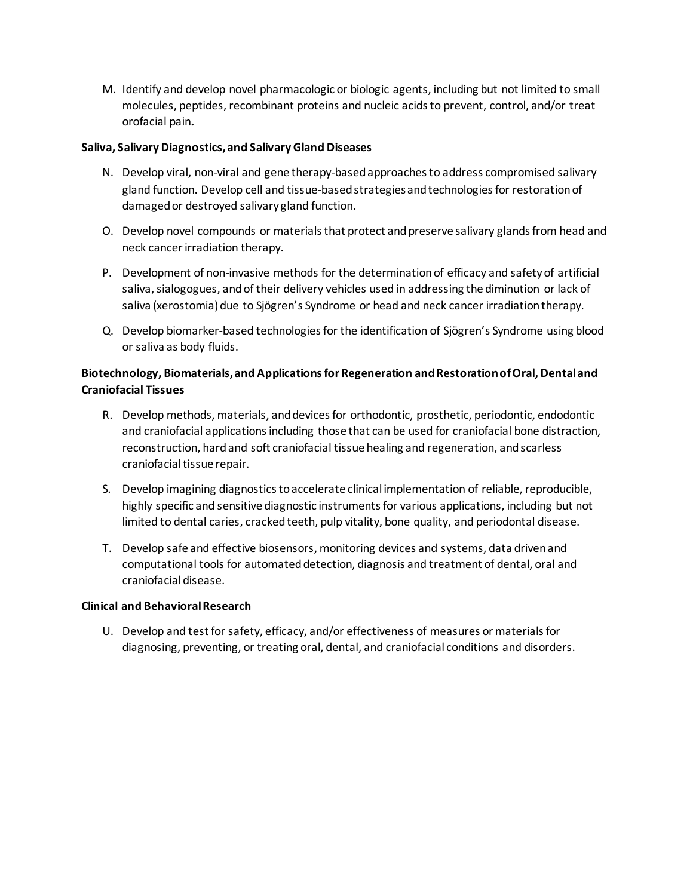M. Identify and develop novel pharmacologic or biologic agents, including but not limited to small molecules, peptides, recombinant proteins and nucleic acids to prevent, control, and/or treat orofacial pain.

**Saliva, Salivary Diagnostics, and Salivary Gland Diseases**

N. Develop viral, non-viral and gene therapy-based approaches to address compromised salivary gland function. Develop cell and tissue-based strategies and technologies for restoration of damaged or destroyed salivary gland function.

O. Develop novel compounds or materials that protect and preserve salivary glands from head and neck cancer irradiation therapy.

P. Development of non-invasive methods for the determination of efficacy and safety of artificial saliva, sialogogues, and of their delivery vehicles used in addressing the diminution or lack of saliva (xerostomia) due to Sjögren's Syndrome or head and neck cancer irradiation therapy.

Q. Develop biomarker-based technologies for the identification of Sjögren's Syndrome using blood or saliva as body fluids.

**Biotechnology, Biomaterials, and Applications for Regeneration and Restoration of Oral, Dental and Craniofacial Tissues**

R. Develop methods, materials, and devices for orthodontic, prosthetic, periodontic, endodontic and craniofacial applications including those that can be used for craniofacial bone distraction, reconstruction, hard and soft craniofacial tissue healing and regeneration, and scarless craniofacial tissue repair.

S. Develop imagining diagnostics to accelerate clinical implementation of reliable, reproducible, highly specific and sensitive diagnostic instruments for various applications, including but not limited to dental caries, cracked teeth, pulp vitality, bone quality, and periodontal disease.

T. Develop safe and effective biosensors, monitoring devices and systems, data driven and computational tools for automated detection, diagnosis and treatment of dental, oral and craniofacial disease.

**Clinical and Behavioral Research**

U. Develop and test for safety, efficacy, and/or effectiveness of measures or materials for diagnosing, preventing, or treating oral, dental, and craniofacial conditions and disorders.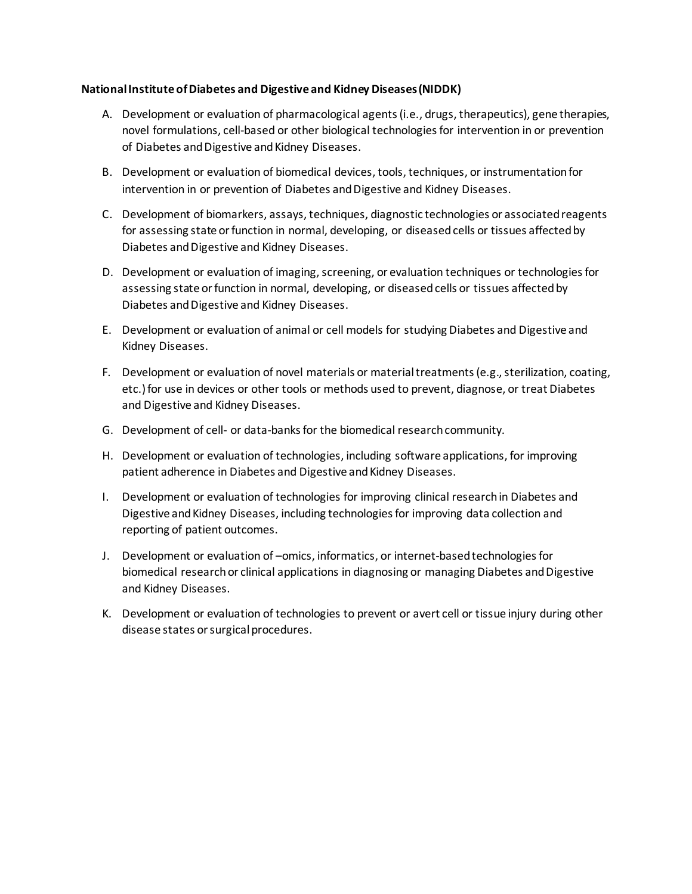**National Institute of Diabetes and Digestive and Kidney Diseases (NIDDK)**

A. Development or evaluation of pharmacological agents (i.e., drugs, therapeutics), gene therapies, novel formulations, cell-based or other biological technologies for intervention in or prevention of Diabetes and Digestive and Kidney Diseases.

B. Development or evaluation of biomedical devices, tools, techniques, or instrumentation for intervention in or prevention of Diabetes and Digestive and Kidney Diseases.

C. Development of biomarkers, assays, techniques, diagnostic technologies or associated reagents for assessing state or function in normal, developing, or diseased cells or tissues affected by Diabetes and Digestive and Kidney Diseases.

D. Development or evaluation of imaging, screening, or evaluation techniques or technologies for assessing state or function in normal, developing, or diseased cells or tissues affected by Diabetes and Digestive and Kidney Diseases.

E. Development or evaluation of animal or cell models for studying Diabetes and Digestive and Kidney Diseases.

F. Development or evaluation of novel materials or material treatments (e.g., sterilization, coating, etc.) for use in devices or other tools or methods used to prevent, diagnose, or treat Diabetes and Digestive and Kidney Diseases.

G. Development of cell- or data-banks for the biomedical research community.

H. Development or evaluation of technologies, including software applications, for improving patient adherence in Diabetes and Digestive and Kidney Diseases.

I. Development or evaluation of technologies for improving clinical research in Diabetes and Digestive and Kidney Diseases, including technologies for improving data collection and reporting of patient outcomes.

J. Development or evaluation of –omics, informatics, or internet-based technologies for biomedical research or clinical applications in diagnosing or managing Diabetes and Digestive and Kidney Diseases.

K. Development or evaluation of technologies to prevent or avert cell or tissue injury during other disease states or surgical procedures.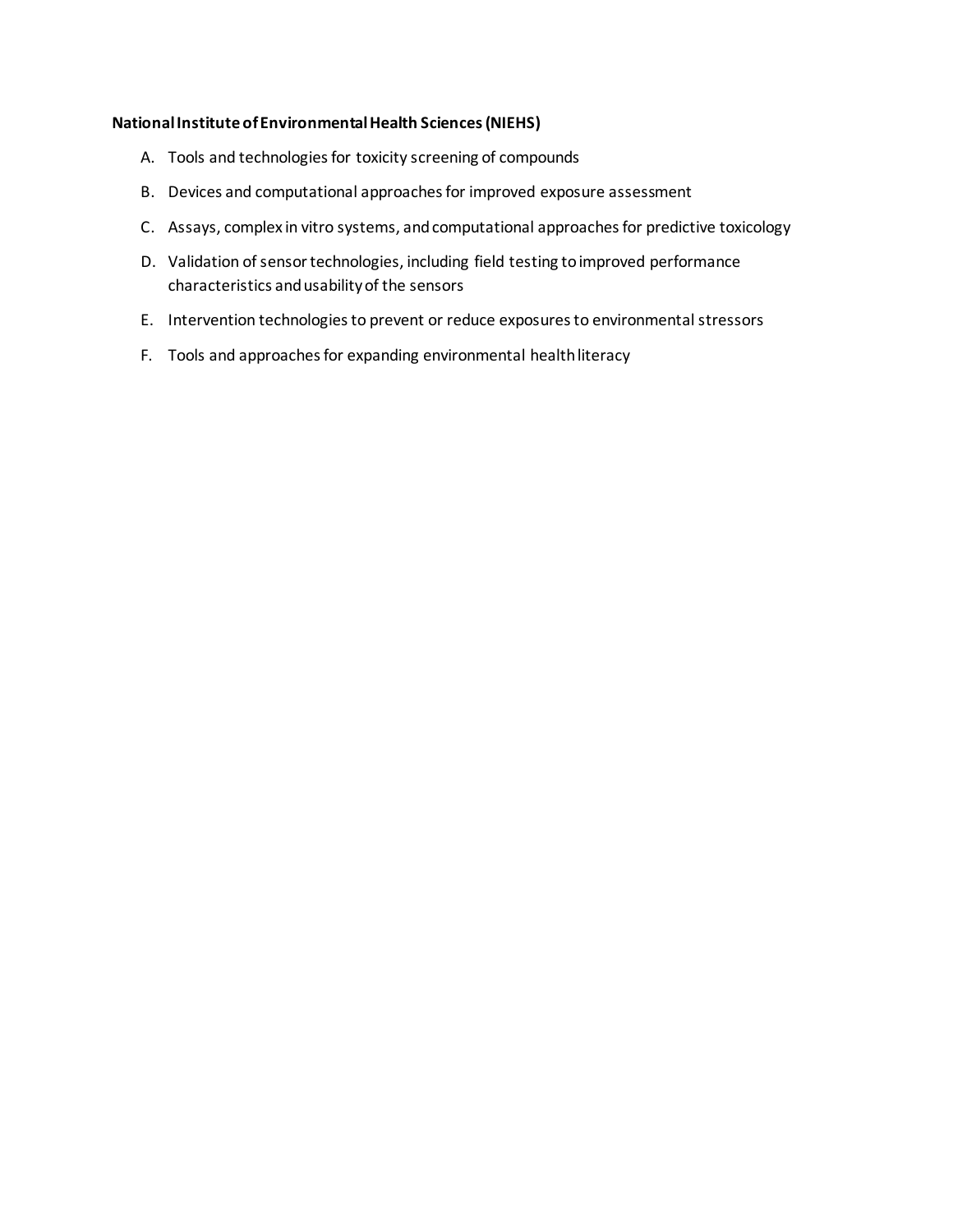**National Institute of Environmental Health Sciences (NIEHS)**

A. Tools and technologies for toxicity screening of compounds
B. Devices and computational approaches for improved exposure assessment
C. Assays, complex in vitro systems, and computational approaches for predictive toxicology
D. Validation of sensor technologies, including field testing to improved performance characteristics and usability of the sensors
E. Intervention technologies to prevent or reduce exposures to environmental stressors
F. Tools and approaches for expanding environmental health literacy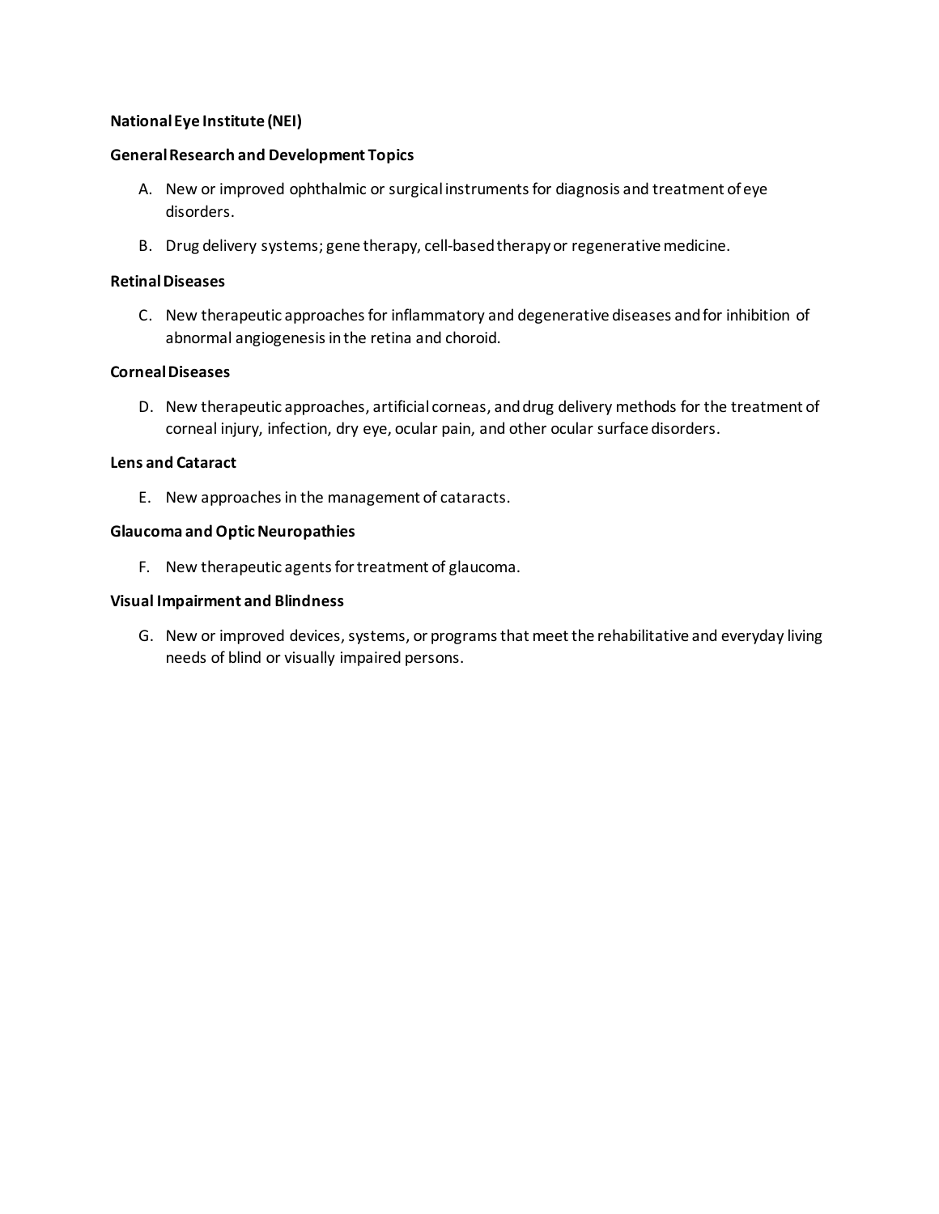**National Eye Institute (NEI)**

**General Research and Development Topics**

A. New or improved ophthalmic or surgical instruments for diagnosis and treatment of eye disorders.

B. Drug delivery systems; gene therapy, cell-based therapy or regenerative medicine.

**Retinal Diseases**

C. New therapeutic approaches for inflammatory and degenerative diseases and for inhibition of abnormal angiogenesis in the retina and choroid.

**Corneal Diseases**

D. New therapeutic approaches, artificial corneas, and drug delivery methods for the treatment of corneal injury, infection, dry eye, ocular pain, and other ocular surface disorders.

**Lens and Cataract**

E. New approaches in the management of cataracts.

**Glaucoma and Optic Neuropathies**

F. New therapeutic agents for treatment of glaucoma.

**Visual Impairment and Blindness**

G. New or improved devices, systems, or programs that meet the rehabilitative and everyday living needs of blind or visually impaired persons.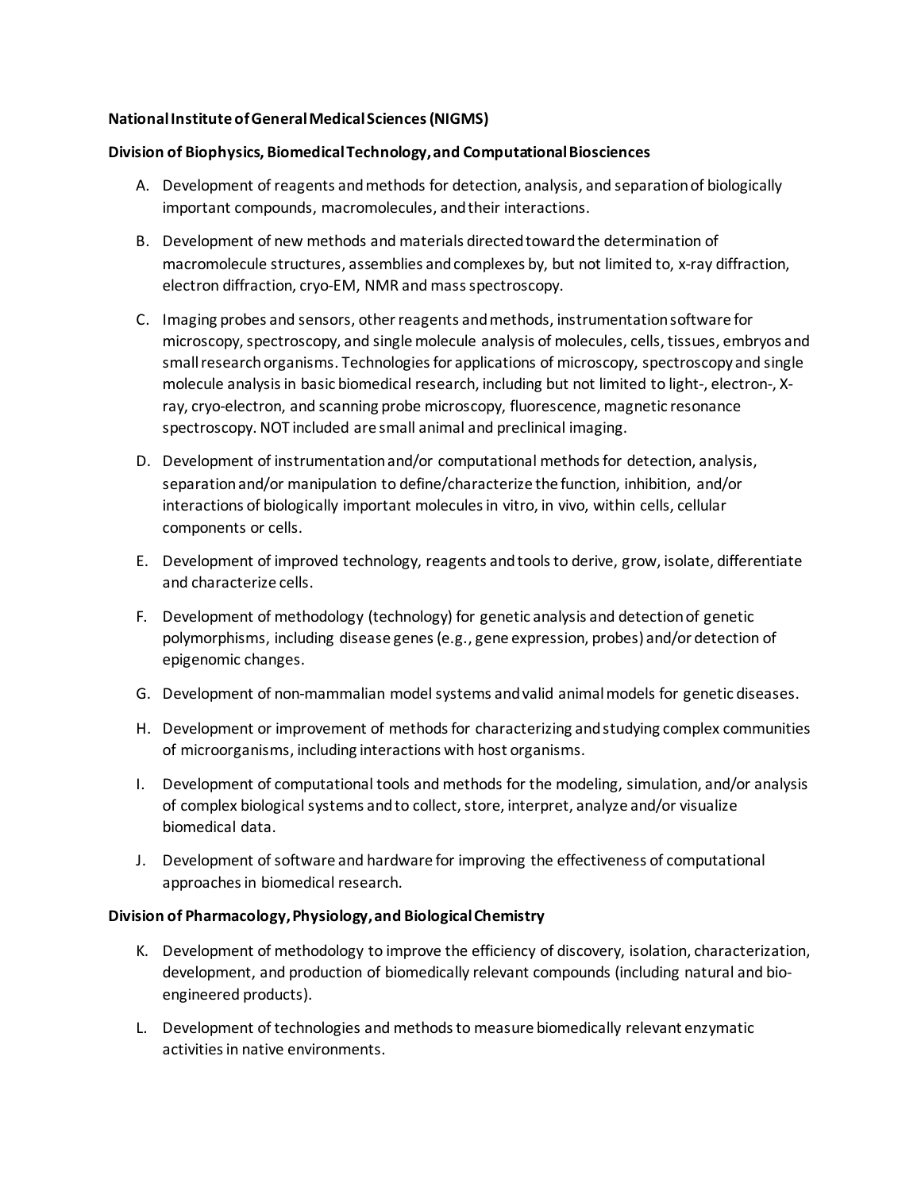**National Institute of General Medical Sciences (NIGMS)**

**Division of Biophysics, Biomedical Technology, and Computational Biosciences**

A. Development of reagents and methods for detection, analysis, and separation of biologically important compounds, macromolecules, and their interactions.

B. Development of new methods and materials directed toward the determination of macromolecule structures, assemblies and complexes by, but not limited to, x-ray diffraction, electron diffraction, cryo-EM, NMR and mass spectroscopy.

C. Imaging probes and sensors, other reagents and methods, instrumentation software for microscopy, spectroscopy, and single molecule analysis of molecules, cells, tissues, embryos and small research organisms. Technologies for applications of microscopy, spectroscopy and single molecule analysis in basic biomedical research, including but not limited to light-, electron-, X-ray, cryo-electron, and scanning probe microscopy, fluorescence, magnetic resonance spectroscopy. NOT included are small animal and preclinical imaging.

D. Development of instrumentation and/or computational methods for detection, analysis, separation and/or manipulation to define/characterize the function, inhibition, and/or interactions of biologically important molecules in vitro, in vivo, within cells, cellular components or cells.

E. Development of improved technology, reagents and tools to derive, grow, isolate, differentiate and characterize cells.

F. Development of methodology (technology) for genetic analysis and detection of genetic polymorphisms, including disease genes (e.g., gene expression, probes) and/or detection of epigenomic changes.

G. Development of non-mammalian model systems and valid animal models for genetic diseases.

H. Development or improvement of methods for characterizing and studying complex communities of microorganisms, including interactions with host organisms.

I. Development of computational tools and methods for the modeling, simulation, and/or analysis of complex biological systems and to collect, store, interpret, analyze and/or visualize biomedical data.

J. Development of software and hardware for improving the effectiveness of computational approaches in biomedical research.

**Division of Pharmacology, Physiology, and Biological Chemistry**

K. Development of methodology to improve the efficiency of discovery, isolation, characterization, development, and production of biomedically relevant compounds (including natural and bio-engineered products).

L. Development of technologies and methods to measure biomedically relevant enzymatic activities in native environments.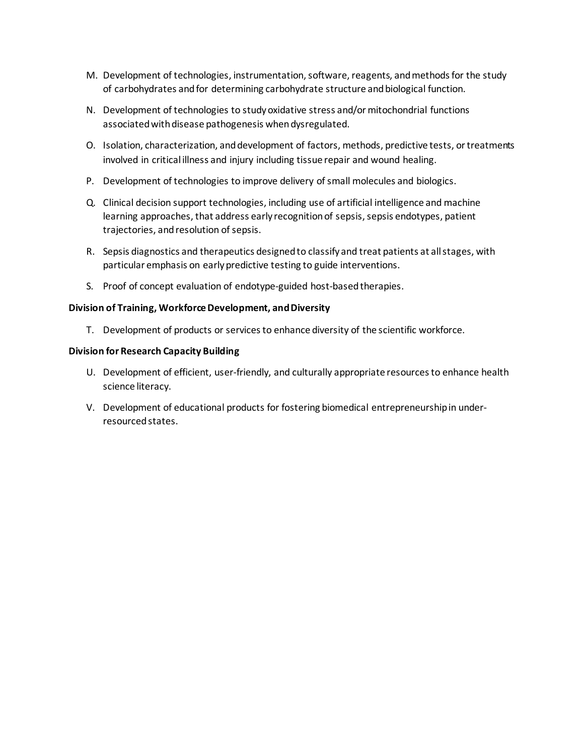M. Development of technologies, instrumentation, software, reagents, and methods for the study of carbohydrates and for determining carbohydrate structure and biological function.

N. Development of technologies to study oxidative stress and/or mitochondrial functions associated with disease pathogenesis when dysregulated.

O. Isolation, characterization, and development of factors, methods, predictive tests, or treatments involved in critical illness and injury including tissue repair and wound healing.

P. Development of technologies to improve delivery of small molecules and biologics.

Q. Clinical decision support technologies, including use of artificial intelligence and machine learning approaches, that address early recognition of sepsis, sepsis endotypes, patient trajectories, and resolution of sepsis.

R. Sepsis diagnostics and therapeutics designed to classify and treat patients at all stages, with particular emphasis on early predictive testing to guide interventions.

S. Proof of concept evaluation of endotype-guided host-based therapies.

**Division of Training, Workforce Development, and Diversity**

T. Development of products or services to enhance diversity of the scientific workforce.

**Division for Research Capacity Building**

U. Development of efficient, user-friendly, and culturally appropriate resources to enhance health science literacy.

V. Development of educational products for fostering biomedical entrepreneurship in under-resourced states.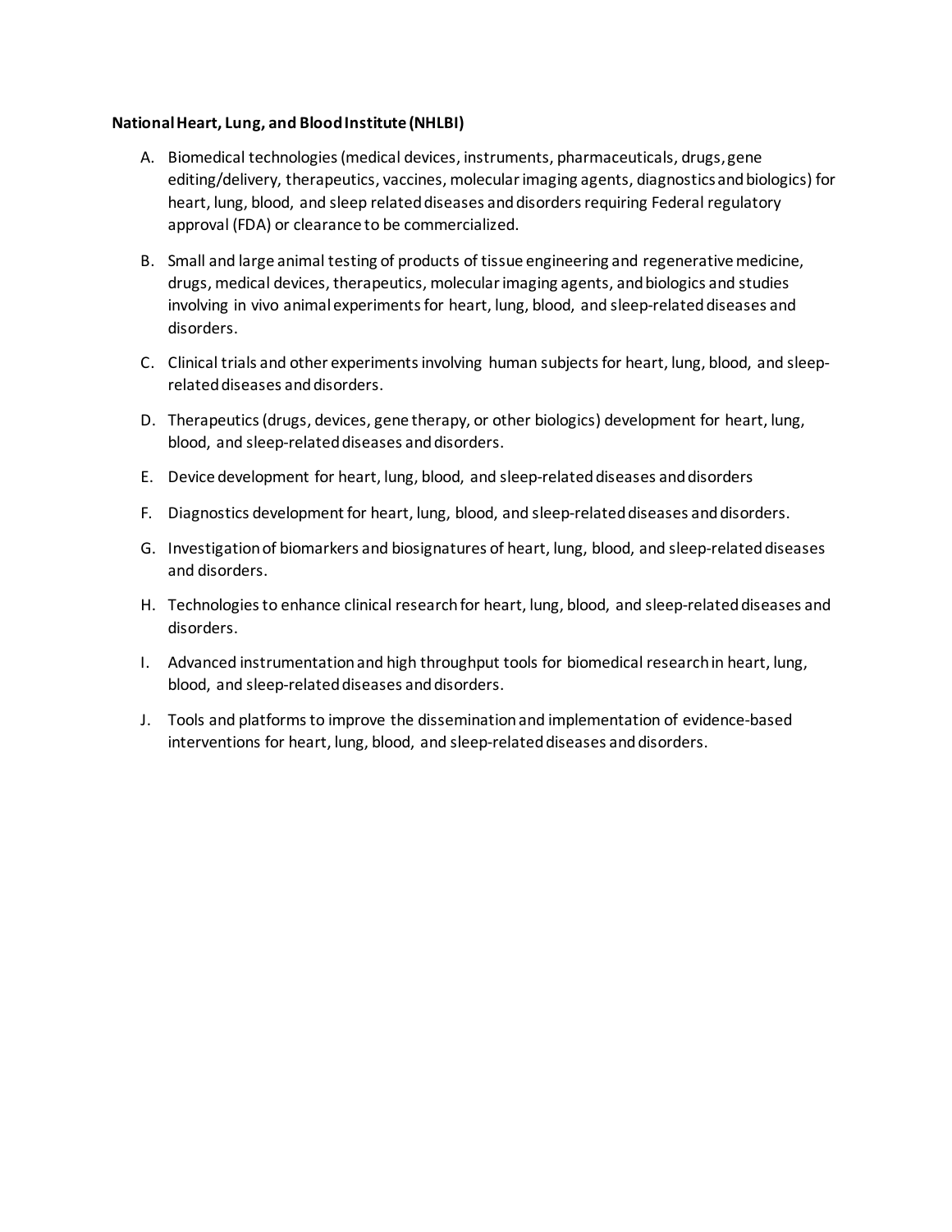**National Heart, Lung, and Blood Institute (NHLBI)**

A. Biomedical technologies (medical devices, instruments, pharmaceuticals, drugs, gene editing/delivery, therapeutics, vaccines, molecular imaging agents, diagnostics and biologics) for heart, lung, blood, and sleep related diseases and disorders requiring Federal regulatory approval (FDA) or clearance to be commercialized.

B. Small and large animal testing of products of tissue engineering and regenerative medicine, drugs, medical devices, therapeutics, molecular imaging agents, and biologics and studies involving in vivo animal experiments for heart, lung, blood, and sleep-related diseases and disorders.

C. Clinical trials and other experiments involving human subjects for heart, lung, blood, and sleep-related diseases and disorders.

D. Therapeutics (drugs, devices, gene therapy, or other biologics) development for heart, lung, blood, and sleep-related diseases and disorders.

E. Device development for heart, lung, blood, and sleep-related diseases and disorders

F. Diagnostics development for heart, lung, blood, and sleep-related diseases and disorders.

G. Investigation of biomarkers and biosignatures of heart, lung, blood, and sleep-related diseases and disorders.

H. Technologies to enhance clinical research for heart, lung, blood, and sleep-related diseases and disorders.

I. Advanced instrumentation and high throughput tools for biomedical research in heart, lung, blood, and sleep-related diseases and disorders.

J. Tools and platforms to improve the dissemination and implementation of evidence-based interventions for heart, lung, blood, and sleep-related diseases and disorders.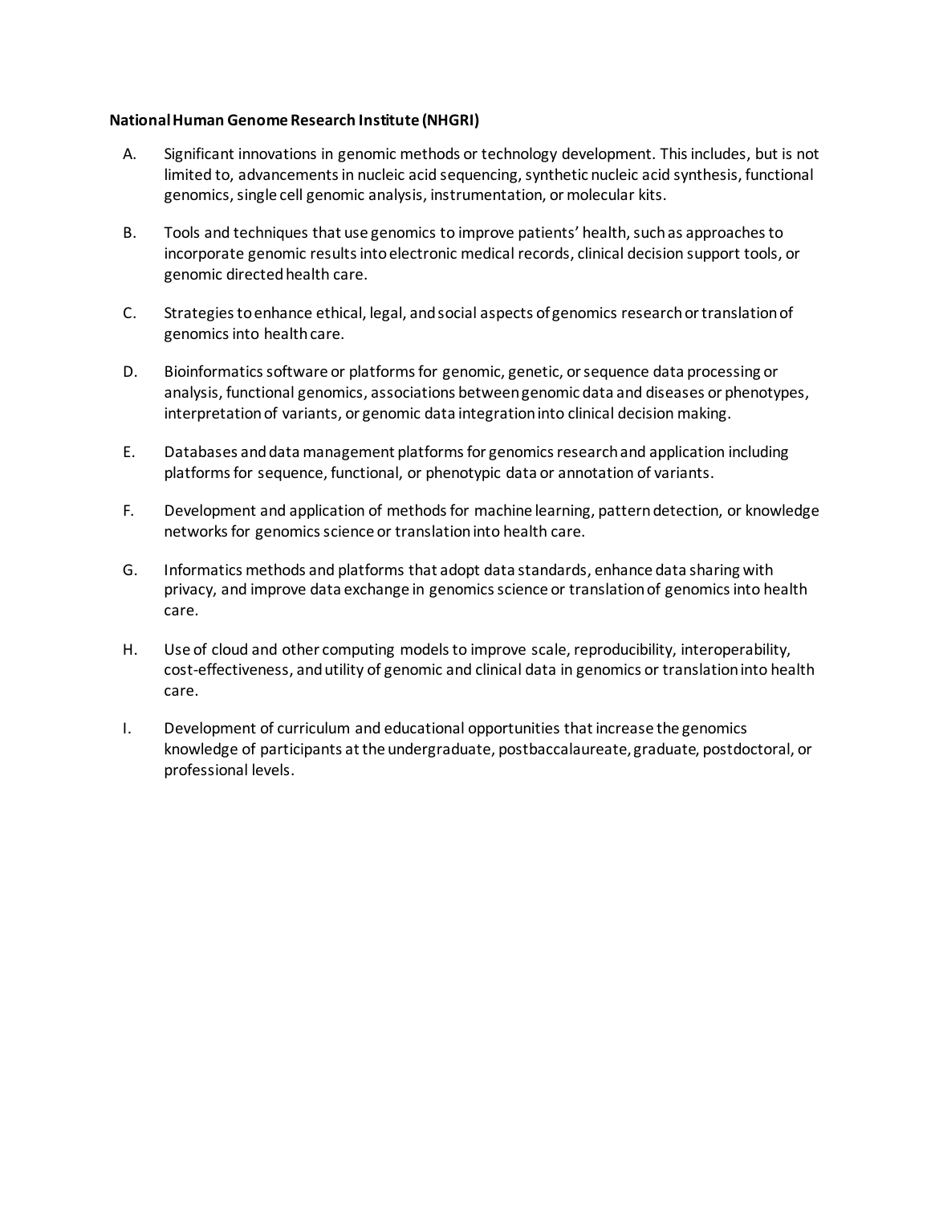**National Human Genome Research Institute (NHGRI)**

A. Significant innovations in genomic methods or technology development. This includes, but is not limited to, advancements in nucleic acid sequencing, synthetic nucleic acid synthesis, functional genomics, single cell genomic analysis, instrumentation, or molecular kits.

B. Tools and techniques that use genomics to improve patients' health, such as approaches to incorporate genomic results into electronic medical records, clinical decision support tools, or genomic directed health care.

C. Strategies to enhance ethical, legal, and social aspects of genomics research or translation of genomics into health care.

D. Bioinformatics software or platforms for genomic, genetic, or sequence data processing or analysis, functional genomics, associations between genomic data and diseases or phenotypes, interpretation of variants, or genomic data integration into clinical decision making.

E. Databases and data management platforms for genomics research and application including platforms for sequence, functional, or phenotypic data or annotation of variants.

F. Development and application of methods for machine learning, pattern detection, or knowledge networks for genomics science or translation into health care.

G. Informatics methods and platforms that adopt data standards, enhance data sharing with privacy, and improve data exchange in genomics science or translation of genomics into health care.

H. Use of cloud and other computing models to improve scale, reproducibility, interoperability, cost-effectiveness, and utility of genomic and clinical data in genomics or translation into health care.

I. Development of curriculum and educational opportunities that increase the genomics knowledge of participants at the undergraduate, postbaccalaureate, graduate, postdoctoral, or professional levels.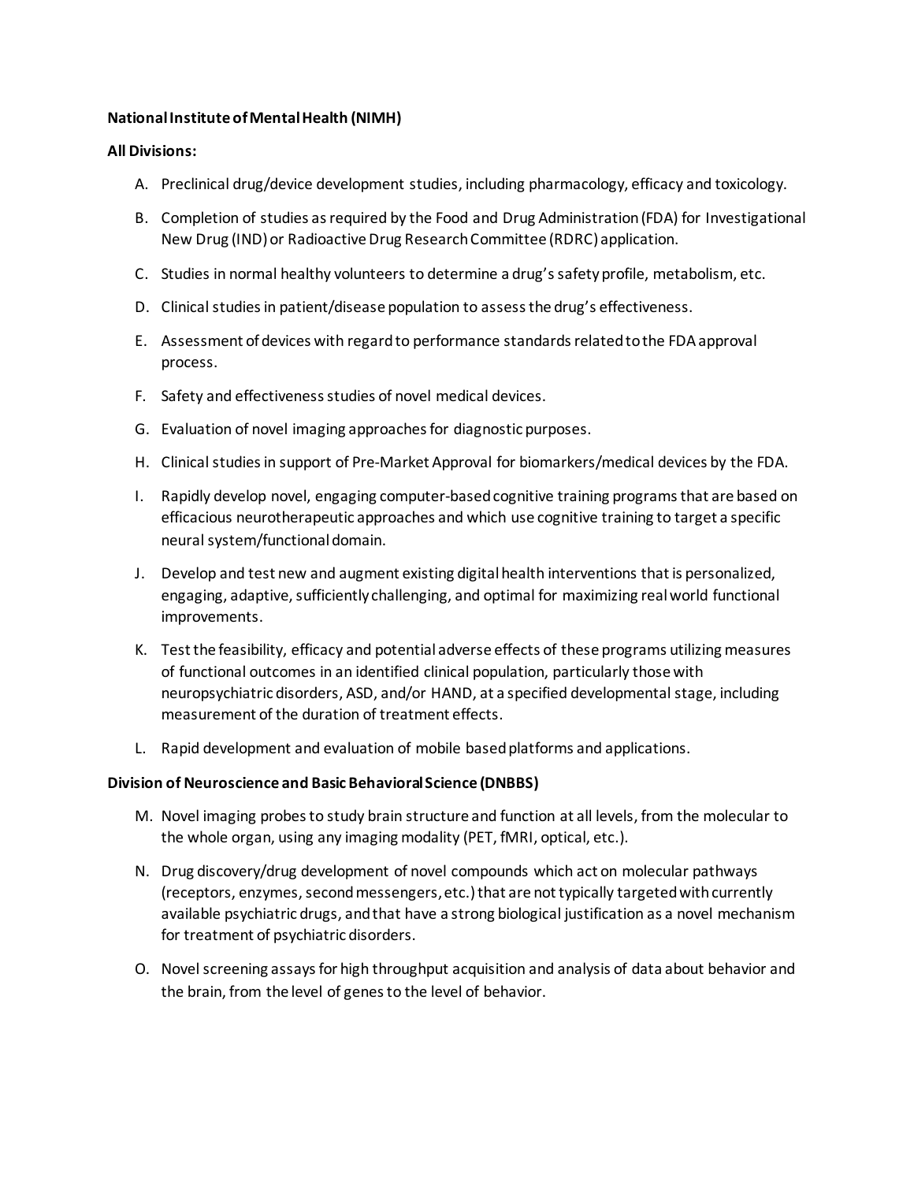**National Institute of Mental Health (NIMH)**

**All Divisions:**

A. Preclinical drug/device development studies, including pharmacology, efficacy and toxicology.

B. Completion of studies as required by the Food and Drug Administration (FDA) for Investigational New Drug (IND) or Radioactive Drug Research Committee (RDRC) application.

C. Studies in normal healthy volunteers to determine a drug's safety profile, metabolism, etc.

D. Clinical studies in patient/disease population to assess the drug's effectiveness.

E. Assessment of devices with regard to performance standards related to the FDA approval process.

F. Safety and effectiveness studies of novel medical devices.

G. Evaluation of novel imaging approaches for diagnostic purposes.

H. Clinical studies in support of Pre-Market Approval for biomarkers/medical devices by the FDA.

I. Rapidly develop novel, engaging computer-based cognitive training programs that are based on efficacious neurotherapeutic approaches and which use cognitive training to target a specific neural system/functional domain.

J. Develop and test new and augment existing digital health interventions that is personalized, engaging, adaptive, sufficiently challenging, and optimal for maximizing real world functional improvements.

K. Test the feasibility, efficacy and potential adverse effects of these programs utilizing measures of functional outcomes in an identified clinical population, particularly those with neuropsychiatric disorders, ASD, and/or HAND, at a specified developmental stage, including measurement of the duration of treatment effects.

L. Rapid development and evaluation of mobile based platforms and applications.

**Division of Neuroscience and Basic Behavioral Science (DNBBS)**

M. Novel imaging probes to study brain structure and function at all levels, from the molecular to the whole organ, using any imaging modality (PET, fMRI, optical, etc.).

N. Drug discovery/drug development of novel compounds which act on molecular pathways (receptors, enzymes, second messengers, etc.) that are not typically targeted with currently available psychiatric drugs, and that have a strong biological justification as a novel mechanism for treatment of psychiatric disorders.

O. Novel screening assays for high throughput acquisition and analysis of data about behavior and the brain, from the level of genes to the level of behavior.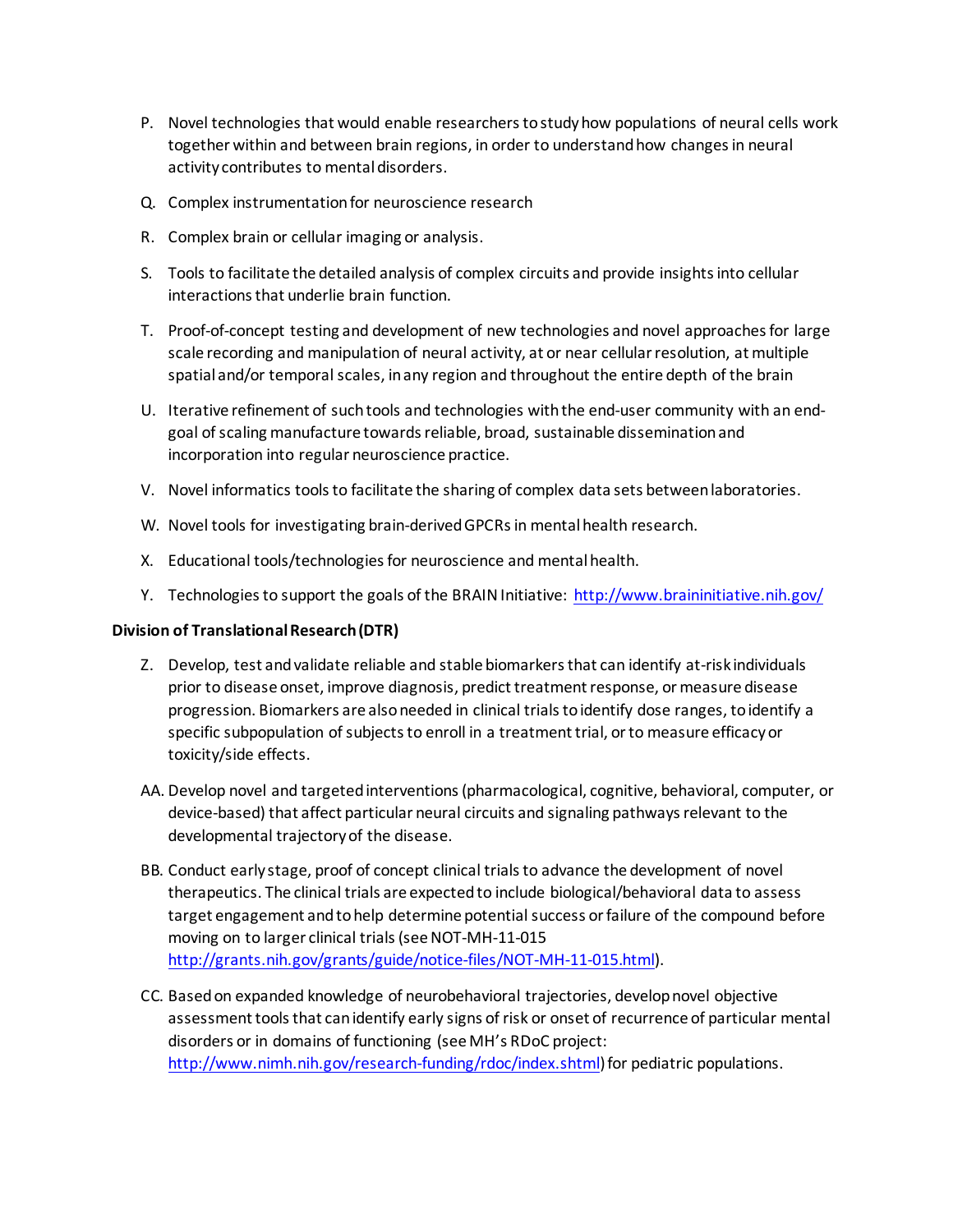P. Novel technologies that would enable researchers to study how populations of neural cells work together within and between brain regions, in order to understand how changes in neural activity contributes to mental disorders.

Q. Complex instrumentation for neuroscience research

R. Complex brain or cellular imaging or analysis.

S. Tools to facilitate the detailed analysis of complex circuits and provide insights into cellular interactions that underlie brain function.

T. Proof-of-concept testing and development of new technologies and novel approaches for large scale recording and manipulation of neural activity, at or near cellular resolution, at multiple spatial and/or temporal scales, in any region and throughout the entire depth of the brain

U. Iterative refinement of such tools and technologies with the end-user community with an end-goal of scaling manufacture towards reliable, broad, sustainable dissemination and incorporation into regular neuroscience practice.

V. Novel informatics tools to facilitate the sharing of complex data sets between laboratories.

W. Novel tools for investigating brain-derived GPCRs in mental health research.

X. Educational tools/technologies for neuroscience and mental health.

Y. Technologies to support the goals of the BRAIN Initiative: http://www.braininitiative.nih.gov/

**Division of Translational Research (DTR)**

Z. Develop, test and validate reliable and stable biomarkers that can identify at-risk individuals prior to disease onset, improve diagnosis, predict treatment response, or measure disease progression. Biomarkers are also needed in clinical trials to identify dose ranges, to identify a specific subpopulation of subjects to enroll in a treatment trial, or to measure efficacy or toxicity/side effects.

AA. Develop novel and targeted interventions (pharmacological, cognitive, behavioral, computer, or device-based) that affect particular neural circuits and signaling pathways relevant to the developmental trajectory of the disease.

BB. Conduct early stage, proof of concept clinical trials to advance the development of novel therapeutics. The clinical trials are expected to include biological/behavioral data to assess target engagement and to help determine potential success or failure of the compound before moving on to larger clinical trials (see NOT-MH-11-015 http://grants.nih.gov/grants/guide/notice-files/NOT-MH-11-015.html).

CC. Based on expanded knowledge of neurobehavioral trajectories, develop novel objective assessment tools that can identify early signs of risk or onset of recurrence of particular mental disorders or in domains of functioning (see MH's RDoC project: http://www.nimh.nih.gov/research-funding/rdoc/index.shtml) for pediatric populations.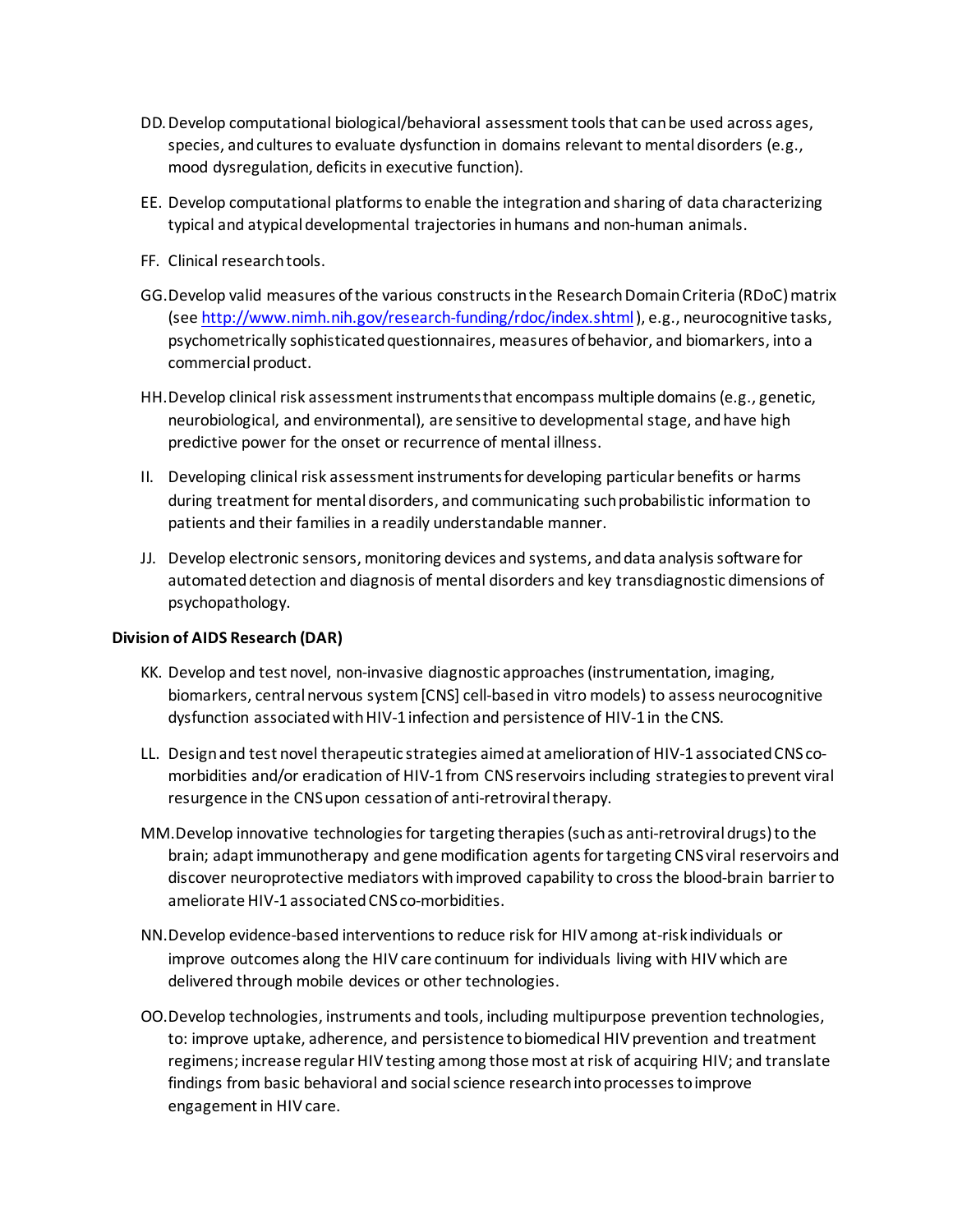DD. Develop computational biological/behavioral assessment tools that can be used across ages, species, and cultures to evaluate dysfunction in domains relevant to mental disorders (e.g., mood dysregulation, deficits in executive function).

EE. Develop computational platforms to enable the integration and sharing of data characterizing typical and atypical developmental trajectories in humans and non-human animals.

FF. Clinical research tools.

GG. Develop valid measures of the various constructs in the Research Domain Criteria (RDoC) matrix (see http://www.nimh.nih.gov/research-funding/rdoc/index.shtml), e.g., neurocognitive tasks, psychometrically sophisticated questionnaires, measures of behavior, and biomarkers, into a commercial product.

HH. Develop clinical risk assessment instruments that encompass multiple domains (e.g., genetic, neurobiological, and environmental), are sensitive to developmental stage, and have high predictive power for the onset or recurrence of mental illness.

II. Developing clinical risk assessment instruments for developing particular benefits or harms during treatment for mental disorders, and communicating such probabilistic information to patients and their families in a readily understandable manner.

JJ. Develop electronic sensors, monitoring devices and systems, and data analysis software for automated detection and diagnosis of mental disorders and key transdiagnostic dimensions of psychopathology.

**Division of AIDS Research (DAR)**

KK. Develop and test novel, non-invasive diagnostic approaches (instrumentation, imaging, biomarkers, central nervous system [CNS] cell-based in vitro models) to assess neurocognitive dysfunction associated with HIV-1 infection and persistence of HIV-1 in the CNS.

LL. Design and test novel therapeutic strategies aimed at amelioration of HIV-1 associated CNS co-morbidities and/or eradication of HIV-1 from CNS reservoirs including strategies to prevent viral resurgence in the CNS upon cessation of anti-retroviral therapy.

MM. Develop innovative technologies for targeting therapies (such as anti-retroviral drugs) to the brain; adapt immunotherapy and gene modification agents for targeting CNS viral reservoirs and discover neuroprotective mediators with improved capability to cross the blood-brain barrier to ameliorate HIV-1 associated CNS co-morbidities.

NN. Develop evidence-based interventions to reduce risk for HIV among at-risk individuals or improve outcomes along the HIV care continuum for individuals living with HIV which are delivered through mobile devices or other technologies.

OO. Develop technologies, instruments and tools, including multipurpose prevention technologies, to: improve uptake, adherence, and persistence to biomedical HIV prevention and treatment regimens; increase regular HIV testing among those most at risk of acquiring HIV; and translate findings from basic behavioral and social science research into processes to improve engagement in HIV care.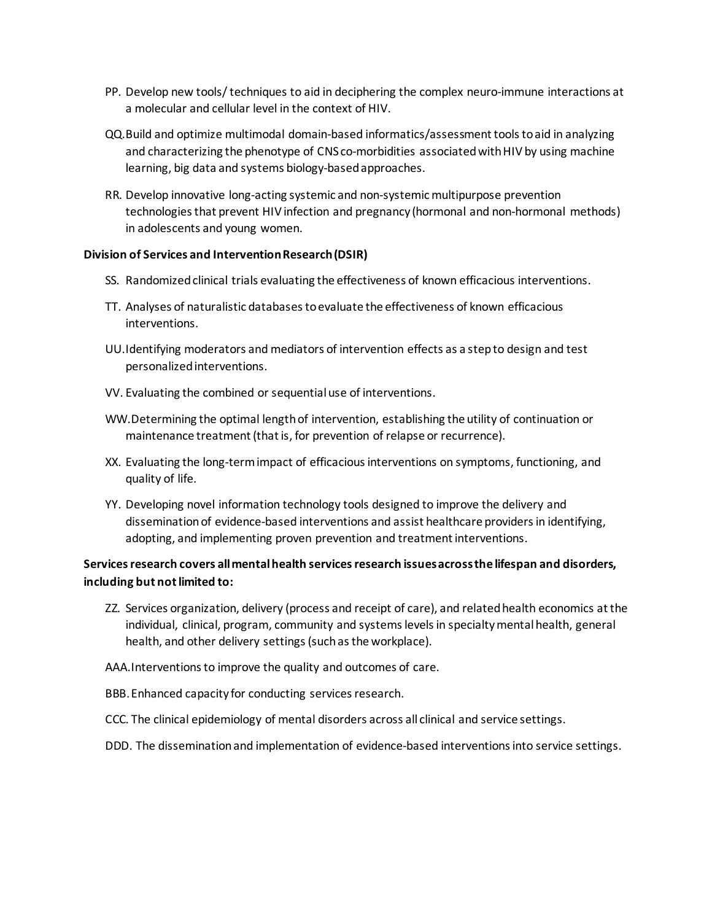PP. Develop new tools/ techniques to aid in deciphering the complex neuro-immune interactions at a molecular and cellular level in the context of HIV.

QQ. Build and optimize multimodal domain-based informatics/assessment tools to aid in analyzing and characterizing the phenotype of CNS co-morbidities associated with HIV by using machine learning, big data and systems biology-based approaches.

RR. Develop innovative long-acting systemic and non-systemic multipurpose prevention technologies that prevent HIV infection and pregnancy (hormonal and non-hormonal methods) in adolescents and young women.

**Division of Services and Intervention Research (DSIR)**

SS. Randomized clinical trials evaluating the effectiveness of known efficacious interventions.

TT. Analyses of naturalistic databases to evaluate the effectiveness of known efficacious interventions.

UU. Identifying moderators and mediators of intervention effects as a step to design and test personalized interventions.

VV. Evaluating the combined or sequential use of interventions.

WW. Determining the optimal length of intervention, establishing the utility of continuation or maintenance treatment (that is, for prevention of relapse or recurrence).

XX. Evaluating the long-term impact of efficacious interventions on symptoms, functioning, and quality of life.

YY. Developing novel information technology tools designed to improve the delivery and dissemination of evidence-based interventions and assist healthcare providers in identifying, adopting, and implementing proven prevention and treatment interventions.

**Services research covers all mental health services research issues across the lifespan and disorders, including but not limited to:**

ZZ. Services organization, delivery (process and receipt of care), and related health economics at the individual, clinical, program, community and systems levels in specialty mental health, general health, and other delivery settings (such as the workplace).

AAA. Interventions to improve the quality and outcomes of care.

BBB. Enhanced capacity for conducting services research.

CCC. The clinical epidemiology of mental disorders across all clinical and service settings.

DDD. The dissemination and implementation of evidence-based interventions into service settings.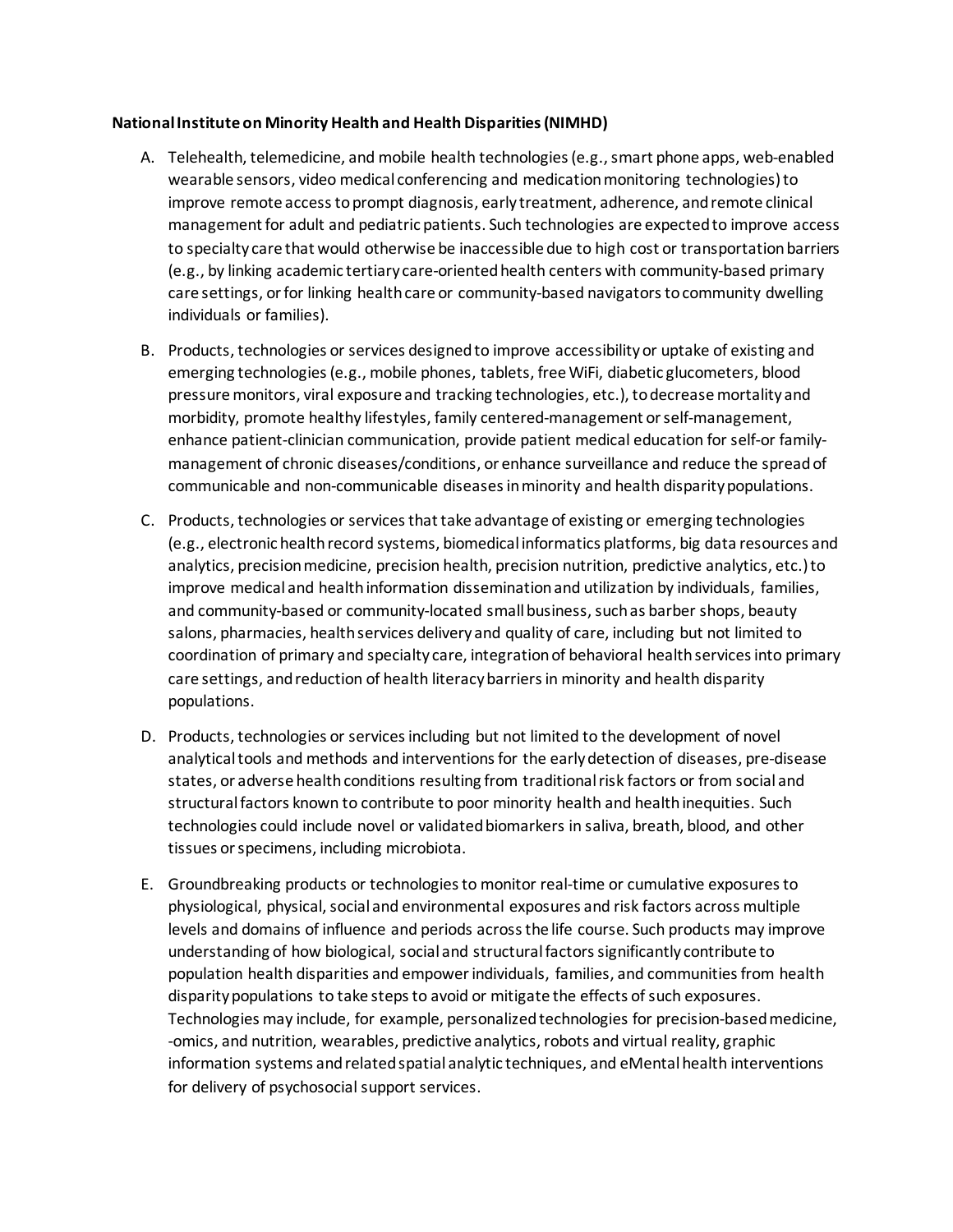**National Institute on Minority Health and Health Disparities (NIMHD)**

A. Telehealth, telemedicine, and mobile health technologies (e.g., smart phone apps, web-enabled wearable sensors, video medical conferencing and medication monitoring technologies) to improve remote access to prompt diagnosis, early treatment, adherence, and remote clinical management for adult and pediatric patients. Such technologies are expected to improve access to specialty care that would otherwise be inaccessible due to high cost or transportation barriers (e.g., by linking academic tertiary care-oriented health centers with community-based primary care settings, or for linking health care or community-based navigators to community dwelling individuals or families).

B. Products, technologies or services designed to improve accessibility or uptake of existing and emerging technologies (e.g., mobile phones, tablets, free WiFi, diabetic glucometers, blood pressure monitors, viral exposure and tracking technologies, etc.), to decrease mortality and morbidity, promote healthy lifestyles, family centered-management or self-management, enhance patient-clinician communication, provide patient medical education for self-or family-management of chronic diseases/conditions, or enhance surveillance and reduce the spread of communicable and non-communicable diseases in minority and health disparity populations.

C. Products, technologies or services that take advantage of existing or emerging technologies (e.g., electronic health record systems, biomedical informatics platforms, big data resources and analytics, precision medicine, precision health, precision nutrition, predictive analytics, etc.) to improve medical and health information dissemination and utilization by individuals, families, and community-based or community-located small business, such as barber shops, beauty salons, pharmacies, health services delivery and quality of care, including but not limited to coordination of primary and specialty care, integration of behavioral health services into primary care settings, and reduction of health literacy barriers in minority and health disparity populations.

D. Products, technologies or services including but not limited to the development of novel analytical tools and methods and interventions for the early detection of diseases, pre-disease states, or adverse health conditions resulting from traditional risk factors or from social and structural factors known to contribute to poor minority health and health inequities. Such technologies could include novel or validated biomarkers in saliva, breath, blood, and other tissues or specimens, including microbiota.

E. Groundbreaking products or technologies to monitor real-time or cumulative exposures to physiological, physical, social and environmental exposures and risk factors across multiple levels and domains of influence and periods across the life course. Such products may improve understanding of how biological, social and structural factors significantly contribute to population health disparities and empower individuals, families, and communities from health disparity populations to take steps to avoid or mitigate the effects of such exposures. Technologies may include, for example, personalized technologies for precision-based medicine, -omics, and nutrition, wearables, predictive analytics, robots and virtual reality, graphic information systems and related spatial analytic techniques, and eMental health interventions for delivery of psychosocial support services.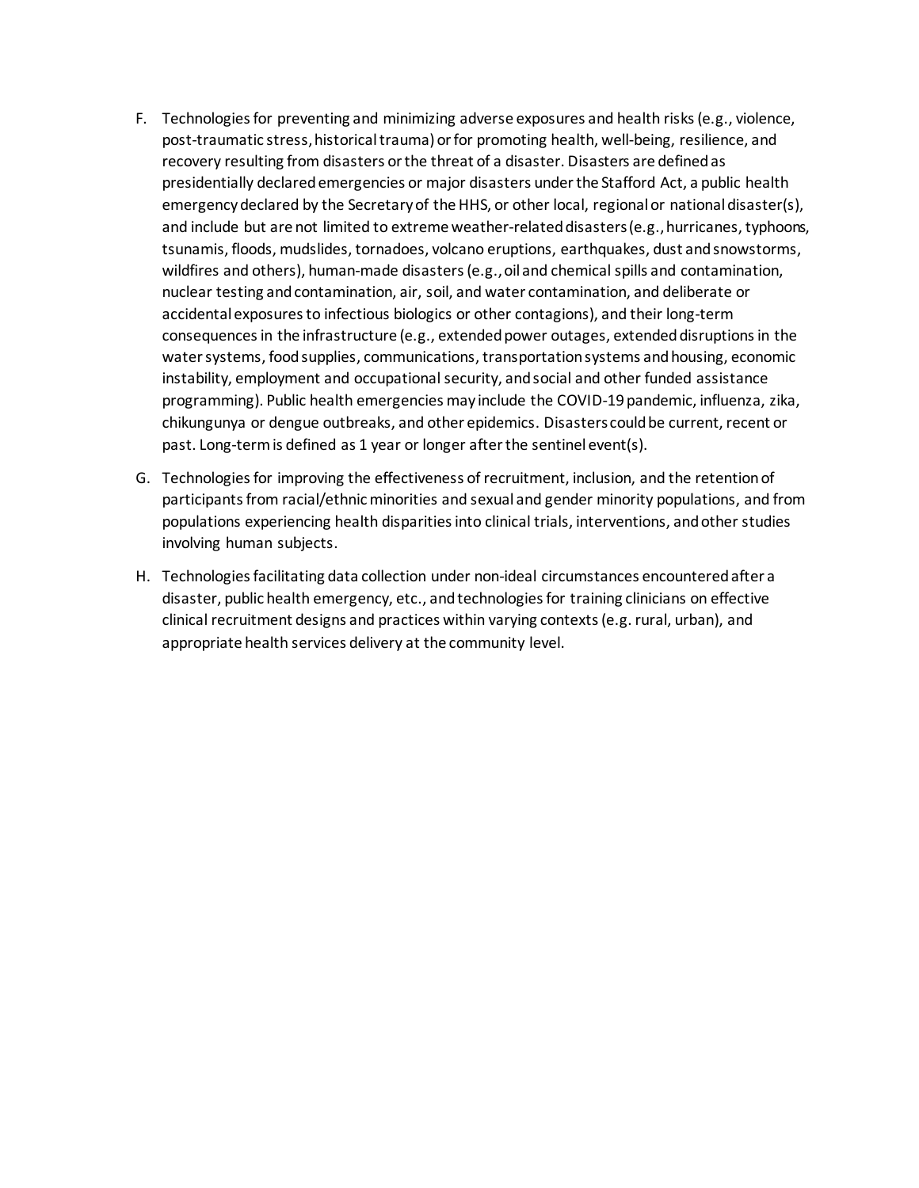F. Technologies for preventing and minimizing adverse exposures and health risks (e.g., violence, post-traumatic stress, historical trauma) or for promoting health, well-being, resilience, and recovery resulting from disasters or the threat of a disaster. Disasters are defined as presidentially declared emergencies or major disasters under the Stafford Act, a public health emergency declared by the Secretary of the HHS, or other local, regional or national disaster(s), and include but are not limited to extreme weather-related disasters (e.g., hurricanes, typhoons, tsunamis, floods, mudslides, tornadoes, volcano eruptions, earthquakes, dust and snowstorms, wildfires and others), human-made disasters (e.g., oil and chemical spills and contamination, nuclear testing and contamination, air, soil, and water contamination, and deliberate or accidental exposures to infectious biologics or other contagions), and their long-term consequences in the infrastructure (e.g., extended power outages, extended disruptions in the water systems, food supplies, communications, transportation systems and housing, economic instability, employment and occupational security, and social and other funded assistance programming). Public health emergencies may include the COVID-19 pandemic, influenza, zika, chikungunya or dengue outbreaks, and other epidemics. Disasters could be current, recent or past. Long-term is defined as 1 year or longer after the sentinel event(s).

G. Technologies for improving the effectiveness of recruitment, inclusion, and the retention of participants from racial/ethnic minorities and sexual and gender minority populations, and from populations experiencing health disparities into clinical trials, interventions, and other studies involving human subjects.

H. Technologies facilitating data collection under non-ideal circumstances encountered after a disaster, public health emergency, etc., and technologies for training clinicians on effective clinical recruitment designs and practices within varying contexts (e.g. rural, urban), and appropriate health services delivery at the community level.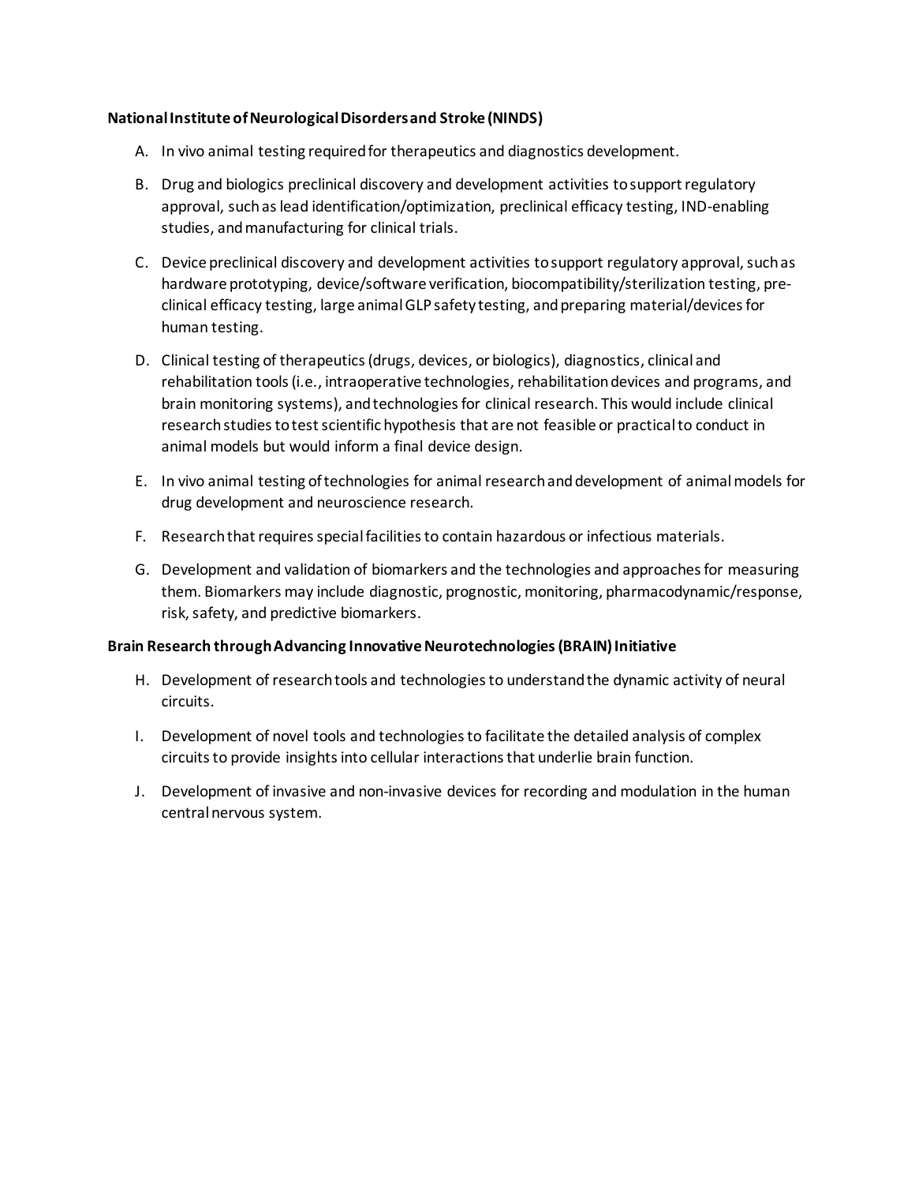**National Institute of Neurological Disorders and Stroke (NINDS)**

A. In vivo animal testing required for therapeutics and diagnostics development.

B. Drug and biologics preclinical discovery and development activities to support regulatory approval, such as lead identification/optimization, preclinical efficacy testing, IND-enabling studies, and manufacturing for clinical trials.

C. Device preclinical discovery and development activities to support regulatory approval, such as hardware prototyping, device/software verification, biocompatibility/sterilization testing, pre-clinical efficacy testing, large animal GLP safety testing, and preparing material/devices for human testing.

D. Clinical testing of therapeutics (drugs, devices, or biologics), diagnostics, clinical and rehabilitation tools (i.e., intraoperative technologies, rehabilitation devices and programs, and brain monitoring systems), and technologies for clinical research. This would include clinical research studies to test scientific hypothesis that are not feasible or practical to conduct in animal models but would inform a final device design.

E. In vivo animal testing of technologies for animal research and development of animal models for drug development and neuroscience research.

F. Research that requires special facilities to contain hazardous or infectious materials.

G. Development and validation of biomarkers and the technologies and approaches for measuring them. Biomarkers may include diagnostic, prognostic, monitoring, pharmacodynamic/response, risk, safety, and predictive biomarkers.

**Brain Research through Advancing Innovative Neurotechnologies (BRAIN) Initiative**

H. Development of research tools and technologies to understand the dynamic activity of neural circuits.

I. Development of novel tools and technologies to facilitate the detailed analysis of complex circuits to provide insights into cellular interactions that underlie brain function.

J. Development of invasive and non-invasive devices for recording and modulation in the human central nervous system.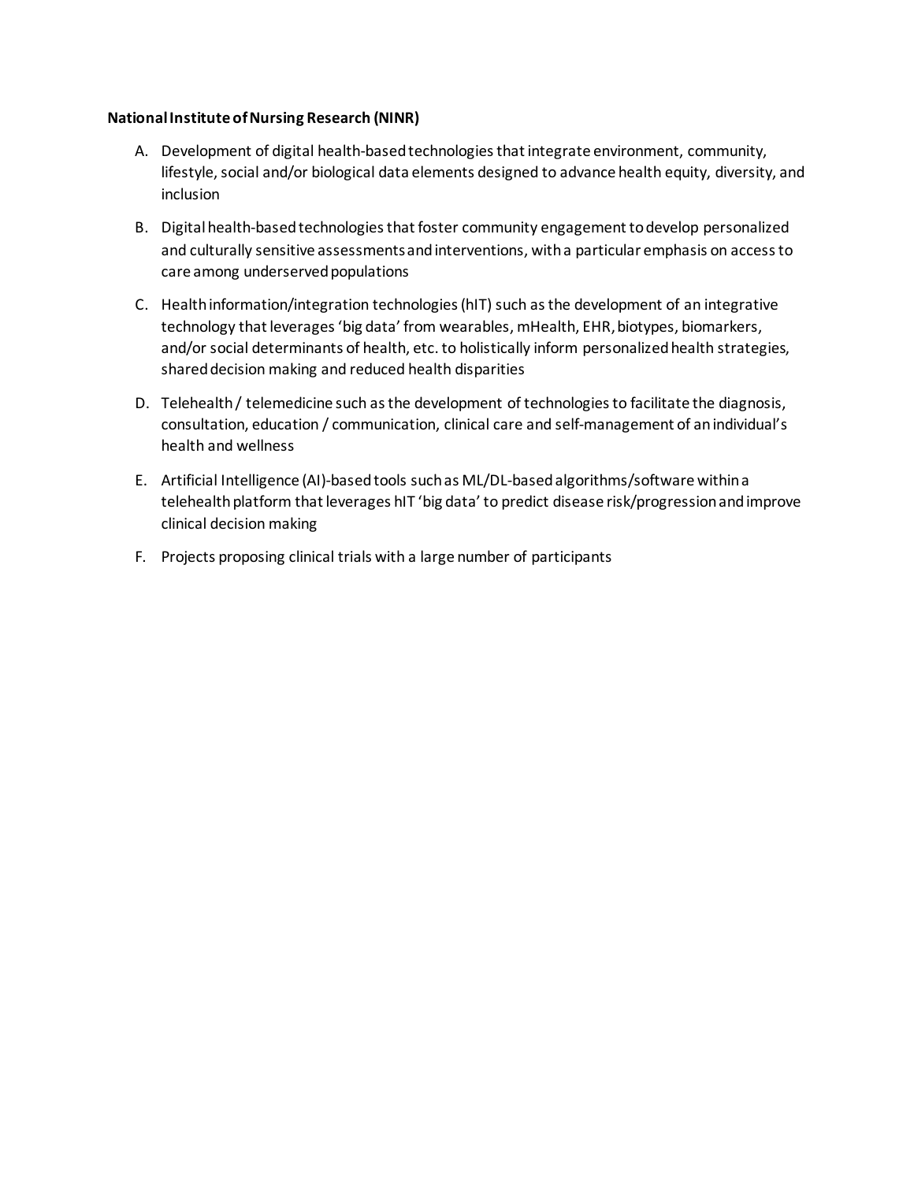**National Institute of Nursing Research (NINR)**

A. Development of digital health-based technologies that integrate environment, community, lifestyle, social and/or biological data elements designed to advance health equity, diversity, and inclusion

B. Digital health-based technologies that foster community engagement to develop personalized and culturally sensitive assessments and interventions, with a particular emphasis on access to care among underserved populations

C. Health information/integration technologies (hIT) such as the development of an integrative technology that leverages 'big data' from wearables, mHealth, EHR, biotypes, biomarkers, and/or social determinants of health, etc. to holistically inform personalized health strategies, shared decision making and reduced health disparities

D. Telehealth / telemedicine such as the development of technologies to facilitate the diagnosis, consultation, education / communication, clinical care and self-management of an individual's health and wellness

E. Artificial Intelligence (AI)-based tools such as ML/DL-based algorithms/software within a telehealth platform that leverages hIT 'big data' to predict disease risk/progression and improve clinical decision making

F. Projects proposing clinical trials with a large number of participants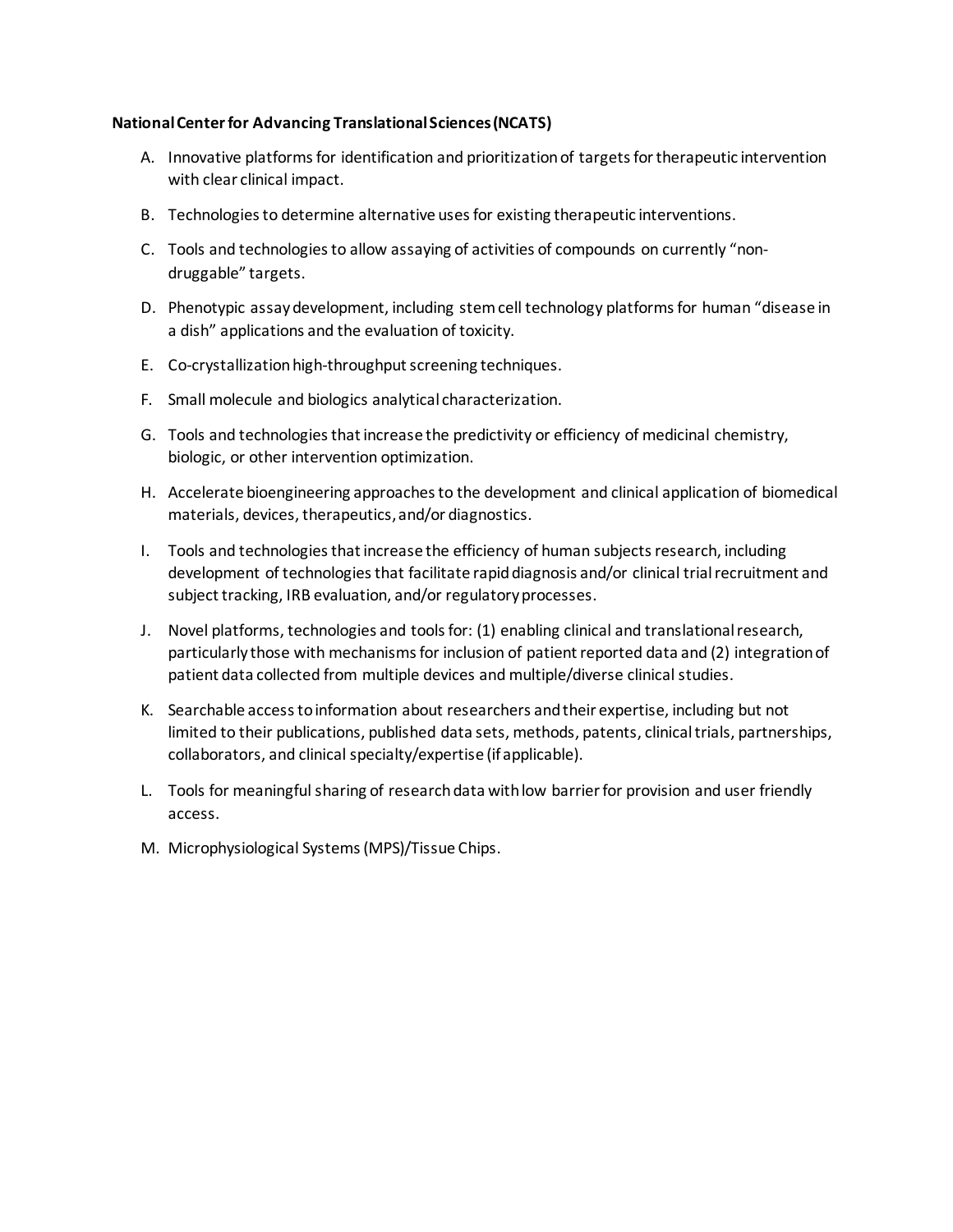**National Center for Advancing Translational Sciences (NCATS)**

A. Innovative platforms for identification and prioritization of targets for therapeutic intervention with clear clinical impact.

B. Technologies to determine alternative uses for existing therapeutic interventions.

C. Tools and technologies to allow assaying of activities of compounds on currently "non-druggable" targets.

D. Phenotypic assay development, including stem cell technology platforms for human "disease in a dish" applications and the evaluation of toxicity.

E. Co-crystallization high-throughput screening techniques.

F. Small molecule and biologics analytical characterization.

G. Tools and technologies that increase the predictivity or efficiency of medicinal chemistry, biologic, or other intervention optimization.

H. Accelerate bioengineering approaches to the development and clinical application of biomedical materials, devices, therapeutics, and/or diagnostics.

I. Tools and technologies that increase the efficiency of human subjects research, including development of technologies that facilitate rapid diagnosis and/or clinical trial recruitment and subject tracking, IRB evaluation, and/or regulatory processes.

J. Novel platforms, technologies and tools for: (1) enabling clinical and translational research, particularly those with mechanisms for inclusion of patient reported data and (2) integration of patient data collected from multiple devices and multiple/diverse clinical studies.

K. Searchable access to information about researchers and their expertise, including but not limited to their publications, published data sets, methods, patents, clinical trials, partnerships, collaborators, and clinical specialty/expertise (if applicable).

L. Tools for meaningful sharing of research data with low barrier for provision and user friendly access.

M. Microphysiological Systems (MPS)/Tissue Chips.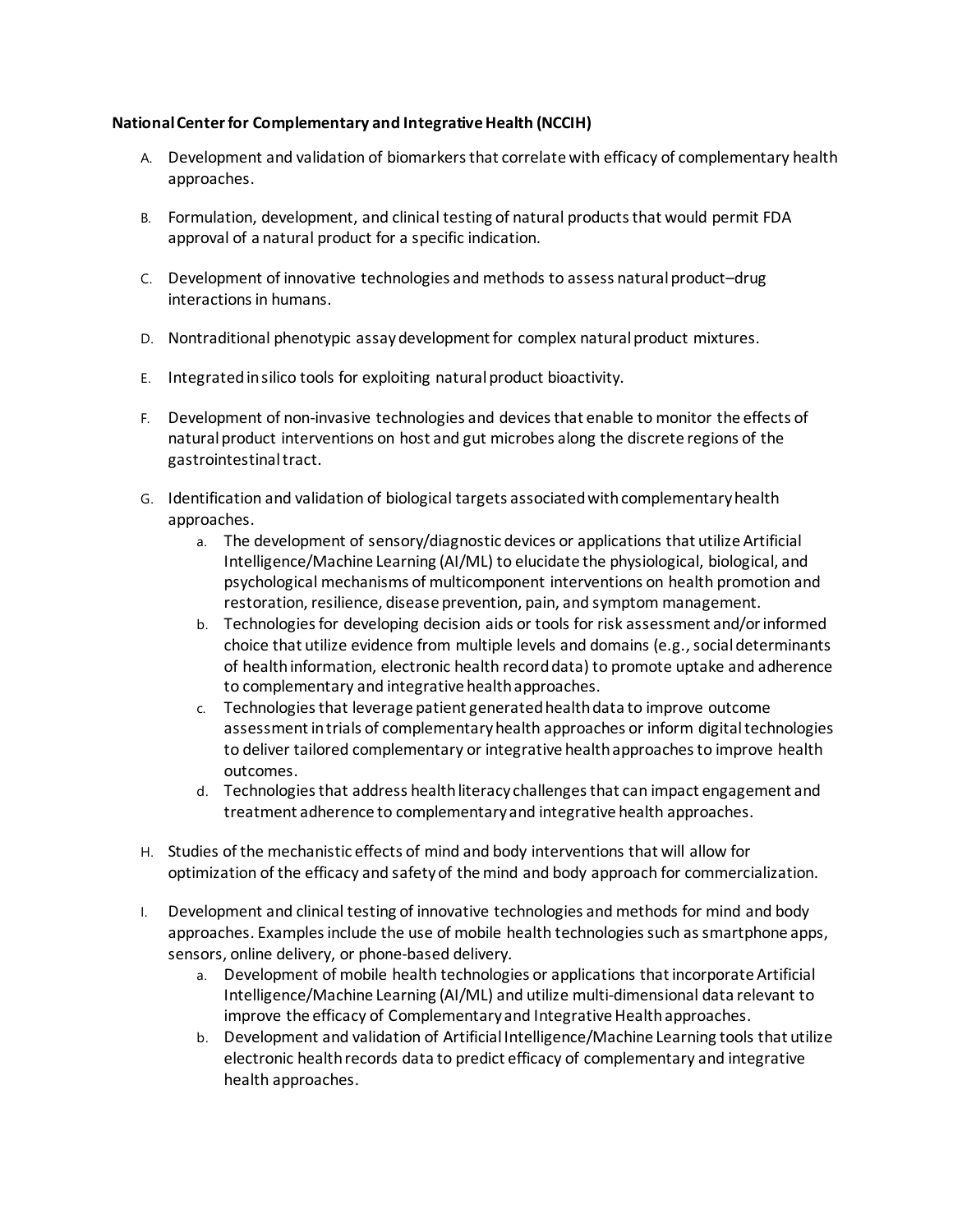**National Center for Complementary and Integrative Health (NCCIH)**

A. Development and validation of biomarkers that correlate with efficacy of complementary health approaches.

B. Formulation, development, and clinical testing of natural products that would permit FDA approval of a natural product for a specific indication.

C. Development of innovative technologies and methods to assess natural product–drug interactions in humans.

D. Nontraditional phenotypic assay development for complex natural product mixtures.

E. Integrated in silico tools for exploiting natural product bioactivity.

F. Development of non-invasive technologies and devices that enable to monitor the effects of natural product interventions on host and gut microbes along the discrete regions of the gastrointestinal tract.

G. Identification and validation of biological targets associated with complementary health approaches.
   a. The development of sensory/diagnostic devices or applications that utilize Artificial Intelligence/Machine Learning (AI/ML) to elucidate the physiological, biological, and psychological mechanisms of multicomponent interventions on health promotion and restoration, resilience, disease prevention, pain, and symptom management.
   b. Technologies for developing decision aids or tools for risk assessment and/or informed choice that utilize evidence from multiple levels and domains (e.g., social determinants of health information, electronic health record data) to promote uptake and adherence to complementary and integrative health approaches.
   c. Technologies that leverage patient generated health data to improve outcome assessment in trials of complementary health approaches or inform digital technologies to deliver tailored complementary or integrative health approaches to improve health outcomes.
   d. Technologies that address health literacy challenges that can impact engagement and treatment adherence to complementary and integrative health approaches.

H. Studies of the mechanistic effects of mind and body interventions that will allow for optimization of the efficacy and safety of the mind and body approach for commercialization.

I. Development and clinical testing of innovative technologies and methods for mind and body approaches. Examples include the use of mobile health technologies such as smartphone apps, sensors, online delivery, or phone-based delivery.
   a. Development of mobile health technologies or applications that incorporate Artificial Intelligence/Machine Learning (AI/ML) and utilize multi-dimensional data relevant to improve the efficacy of Complementary and Integrative Health approaches.
   b. Development and validation of Artificial Intelligence/Machine Learning tools that utilize electronic health records data to predict efficacy of complementary and integrative health approaches.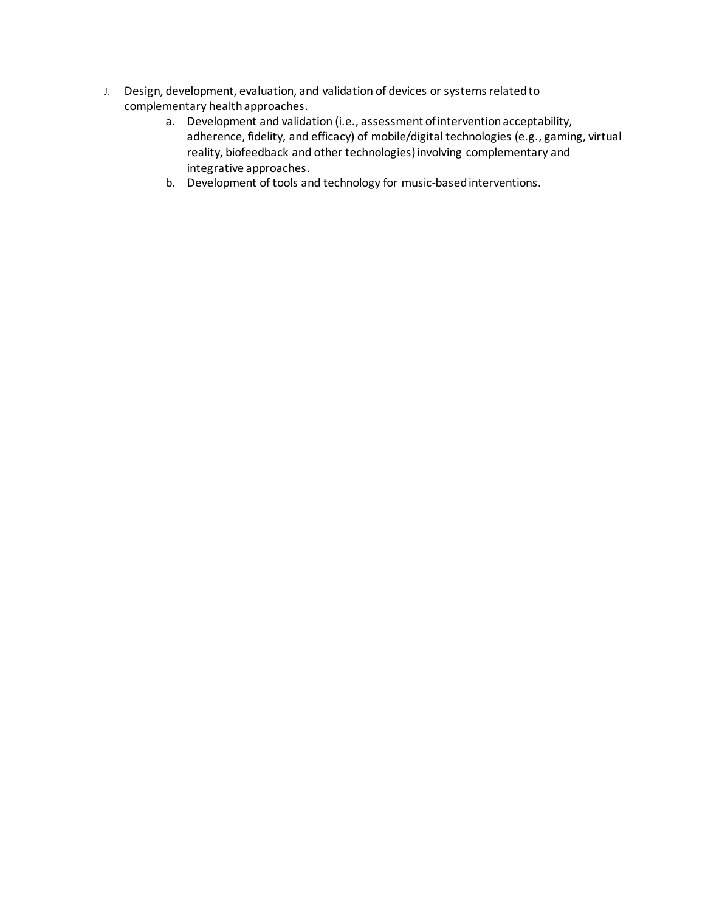J. Design, development, evaluation, and validation of devices or systems related to complementary health approaches.
   a. Development and validation (i.e., assessment of intervention acceptability, adherence, fidelity, and efficacy) of mobile/digital technologies (e.g., gaming, virtual reality, biofeedback and other technologies) involving complementary and integrative approaches.
   b. Development of tools and technology for music-based interventions.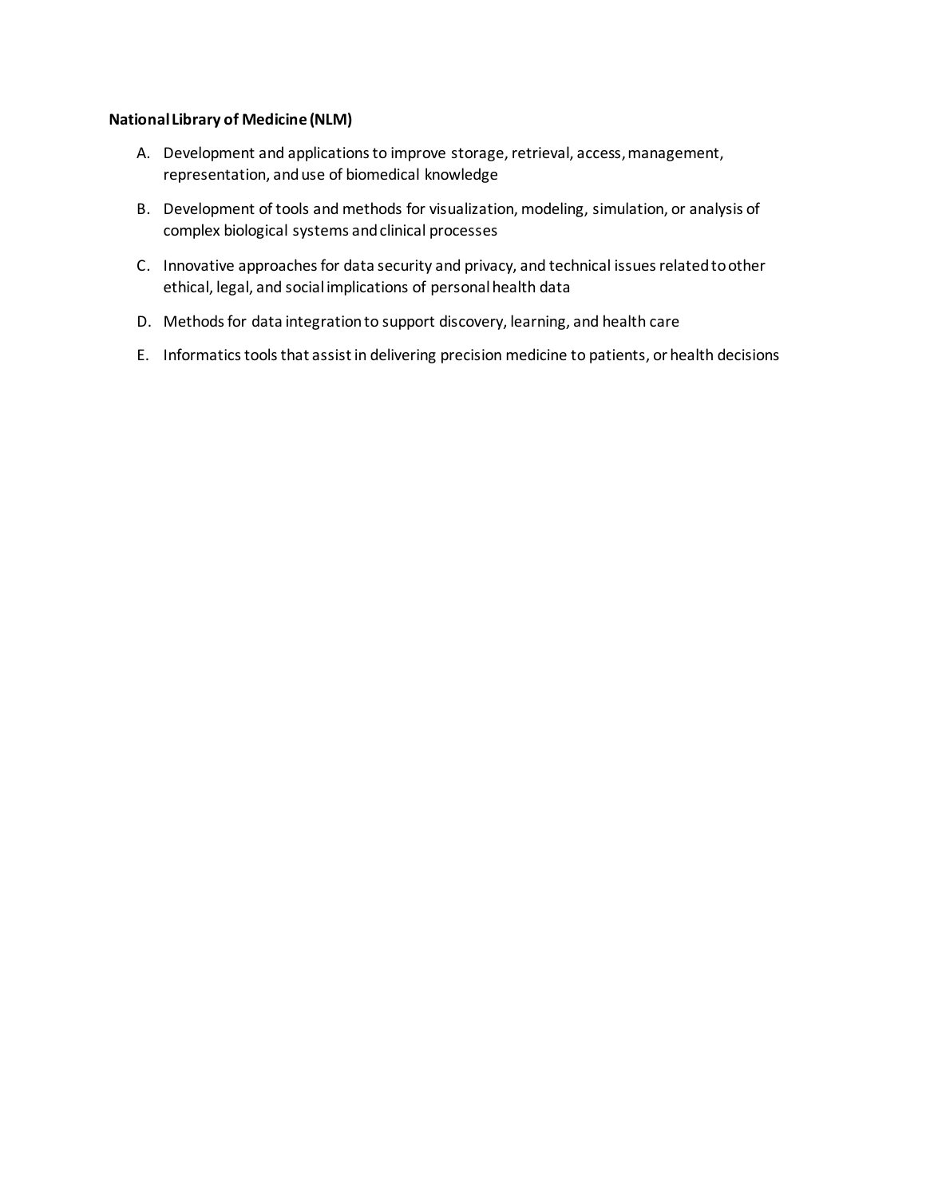**National Library of Medicine (NLM)**

A. Development and applications to improve storage, retrieval, access, management, representation, and use of biomedical knowledge

B. Development of tools and methods for visualization, modeling, simulation, or analysis of complex biological systems and clinical processes

C. Innovative approaches for data security and privacy, and technical issues related to other ethical, legal, and social implications of personal health data

D. Methods for data integration to support discovery, learning, and health care

E. Informatics tools that assist in delivering precision medicine to patients, or health decisions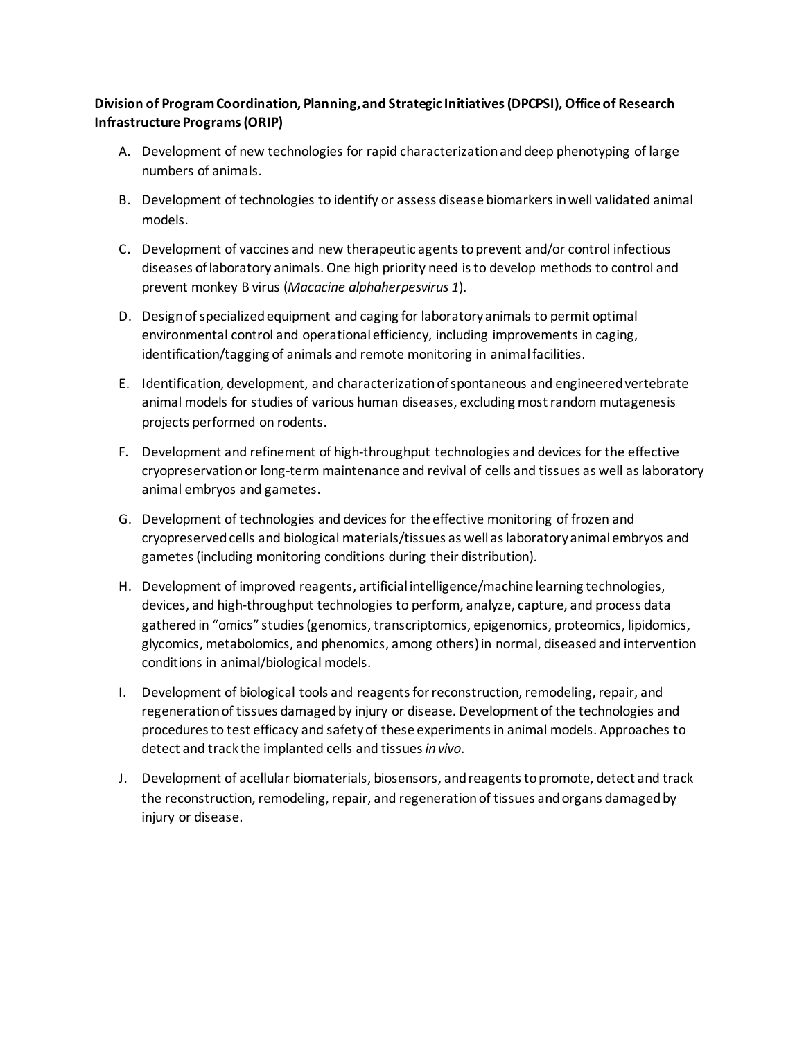**Division of Program Coordination, Planning, and Strategic Initiatives (DPCPSI), Office of Research Infrastructure Programs (ORIP)**

A. Development of new technologies for rapid characterization and deep phenotyping of large numbers of animals.

B. Development of technologies to identify or assess disease biomarkers in well validated animal models.

C. Development of vaccines and new therapeutic agents to prevent and/or control infectious diseases of laboratory animals. One high priority need is to develop methods to control and prevent monkey B virus (*Macacine alphaherpesvirus 1*).

D. Design of specialized equipment and caging for laboratory animals to permit optimal environmental control and operational efficiency, including improvements in caging, identification/tagging of animals and remote monitoring in animal facilities.

E. Identification, development, and characterization of spontaneous and engineered vertebrate animal models for studies of various human diseases, excluding most random mutagenesis projects performed on rodents.

F. Development and refinement of high-throughput technologies and devices for the effective cryopreservation or long-term maintenance and revival of cells and tissues as well as laboratory animal embryos and gametes.

G. Development of technologies and devices for the effective monitoring of frozen and cryopreserved cells and biological materials/tissues as well as laboratory animal embryos and gametes (including monitoring conditions during their distribution).

H. Development of improved reagents, artificial intelligence/machine learning technologies, devices, and high-throughput technologies to perform, analyze, capture, and process data gathered in "omics" studies (genomics, transcriptomics, epigenomics, proteomics, lipidomics, glycomics, metabolomics, and phenomics, among others) in normal, diseased and intervention conditions in animal/biological models.

I. Development of biological tools and reagents for reconstruction, remodeling, repair, and regeneration of tissues damaged by injury or disease. Development of the technologies and procedures to test efficacy and safety of these experiments in animal models. Approaches to detect and track the implanted cells and tissues *in vivo*.

J. Development of acellular biomaterials, biosensors, and reagents to promote, detect and track the reconstruction, remodeling, repair, and regeneration of tissues and organs damaged by injury or disease.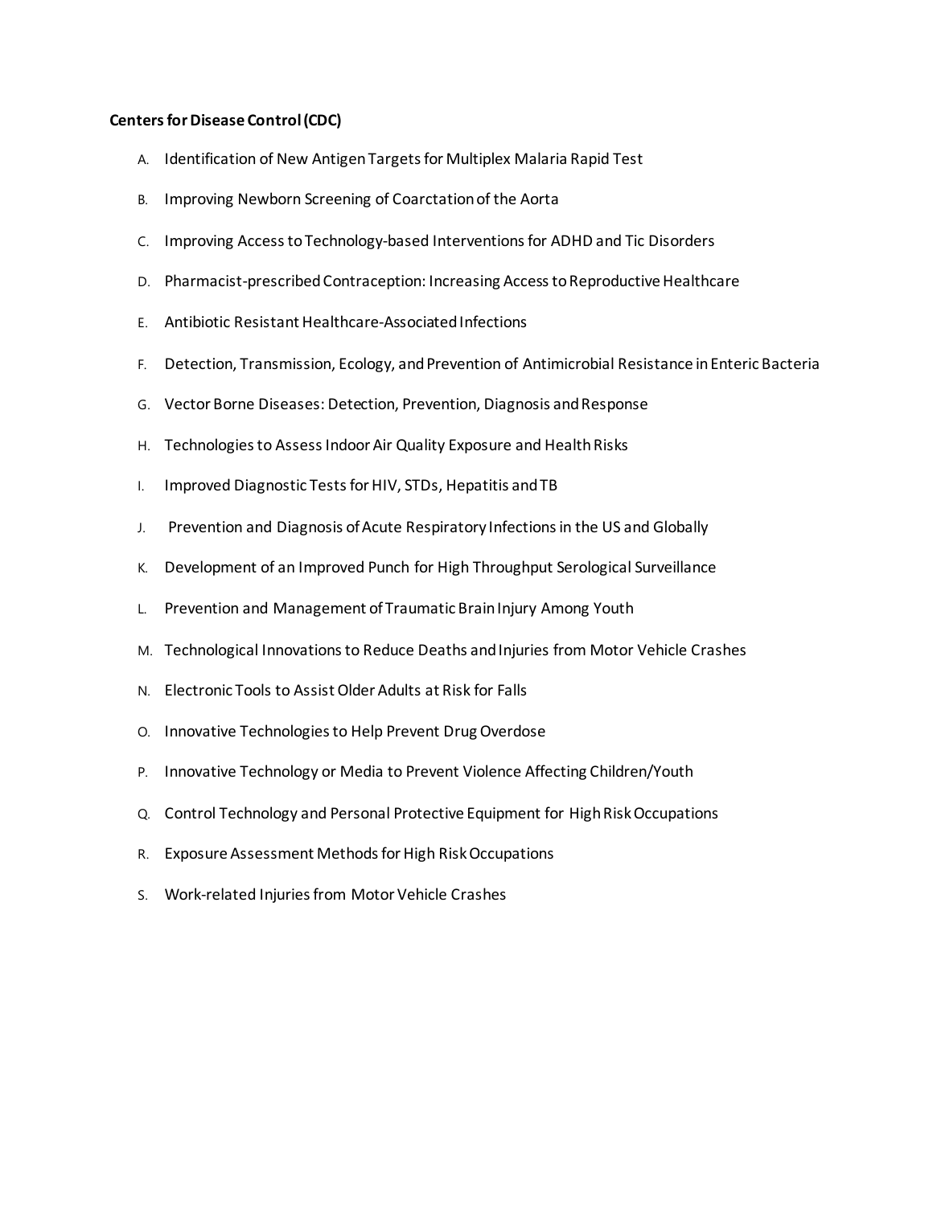**Centers for Disease Control (CDC)**

A. Identification of New Antigen Targets for Multiplex Malaria Rapid Test

B. Improving Newborn Screening of Coarctation of the Aorta

C. Improving Access to Technology-based Interventions for ADHD and Tic Disorders

D. Pharmacist-prescribed Contraception: Increasing Access to Reproductive Healthcare

E. Antibiotic Resistant Healthcare-Associated Infections

F. Detection, Transmission, Ecology, and Prevention of Antimicrobial Resistance in Enteric Bacteria

G. Vector Borne Diseases: Detection, Prevention, Diagnosis and Response

H. Technologies to Assess Indoor Air Quality Exposure and Health Risks

I. Improved Diagnostic Tests for HIV, STDs, Hepatitis and TB

J. Prevention and Diagnosis of Acute Respiratory Infections in the US and Globally

K. Development of an Improved Punch for High Throughput Serological Surveillance

L. Prevention and Management of Traumatic Brain Injury Among Youth

M. Technological Innovations to Reduce Deaths and Injuries from Motor Vehicle Crashes

N. Electronic Tools to Assist Older Adults at Risk for Falls

O. Innovative Technologies to Help Prevent Drug Overdose

P. Innovative Technology or Media to Prevent Violence Affecting Children/Youth

Q. Control Technology and Personal Protective Equipment for High Risk Occupations

R. Exposure Assessment Methods for High Risk Occupations

S. Work-related Injuries from Motor Vehicle Crashes